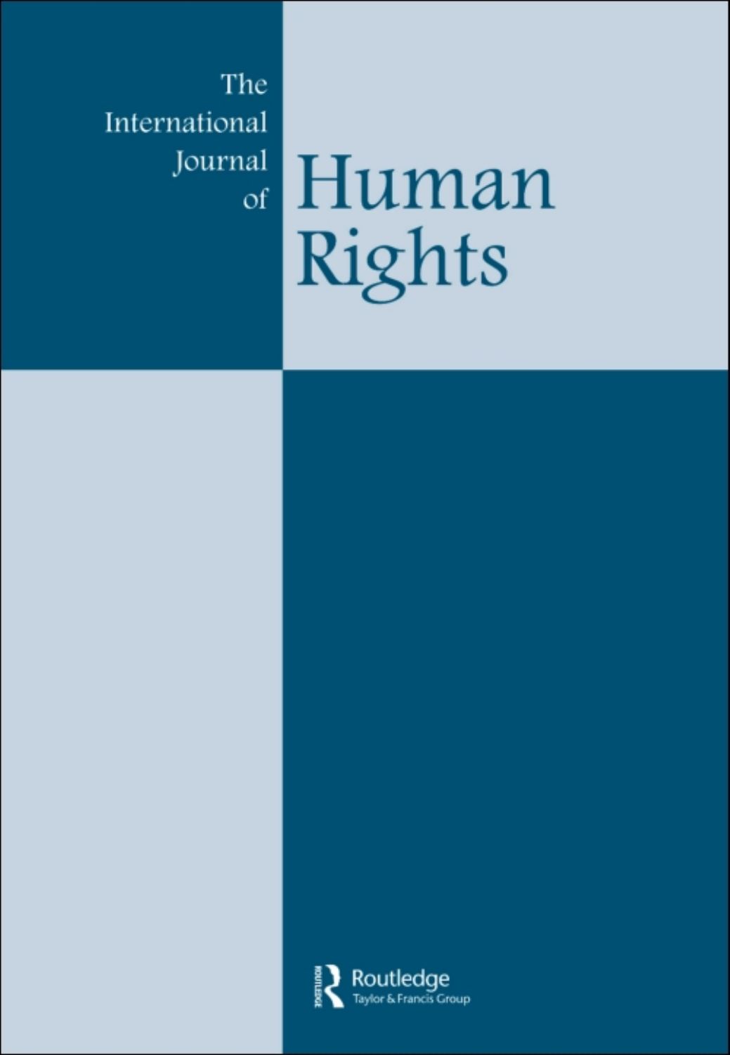# The International Journal of Human Rights

Routledge
Taylor & Francis Group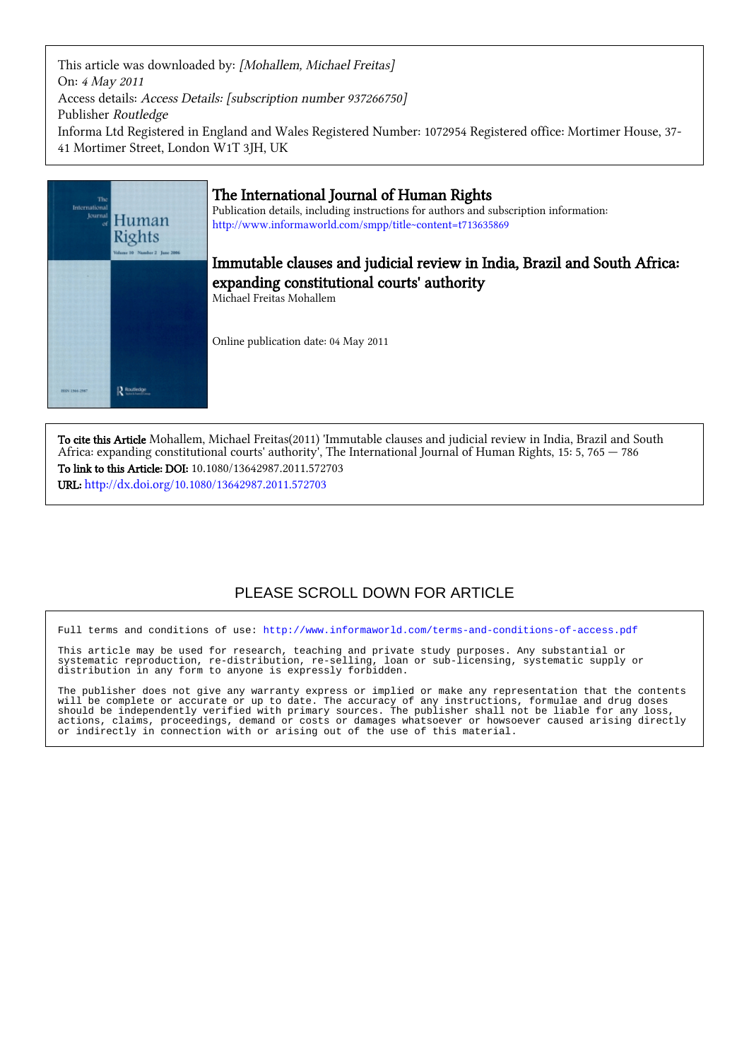This article was downloaded by: *[Mohallem, Michael Freitas]*
On: *4 May 2011*
Access details: *Access Details: [subscription number 937266750]*
Publisher *Routledge*
Informa Ltd Registered in England and Wales Registered Number: 1072954 Registered office: Mortimer House, 37-41 Mortimer Street, London W1T 3JH, UK

# The International Journal of Human Rights

Publication details, including instructions for authors and subscription information:
http://www.informaworld.com/smpp/title~content=t713635869

## Immutable clauses and judicial review in India, Brazil and South Africa: expanding constitutional courts' authority

Michael Freitas Mohallem

Online publication date: 04 May 2011

**To cite this Article** Mohallem, Michael Freitas(2011) 'Immutable clauses and judicial review in India, Brazil and South Africa: expanding constitutional courts' authority', The International Journal of Human Rights, 15: 5, 765 — 786
**To link to this Article: DOI:** 10.1080/13642987.2011.572703
**URL:** http://dx.doi.org/10.1080/13642987.2011.572703

PLEASE SCROLL DOWN FOR ARTICLE

Full terms and conditions of use: http://www.informaworld.com/terms-and-conditions-of-access.pdf

This article may be used for research, teaching and private study purposes. Any substantial or systematic reproduction, re-distribution, re-selling, loan or sub-licensing, systematic supply or distribution in any form to anyone is expressly forbidden.

The publisher does not give any warranty express or implied or make any representation that the contents will be complete or accurate or up to date. The accuracy of any instructions, formulae and drug doses should be independently verified with primary sources. The publisher shall not be liable for any loss, actions, claims, proceedings, demand or costs or damages whatsoever or howsoever caused arising directly or indirectly in connection with or arising out of the use of this material.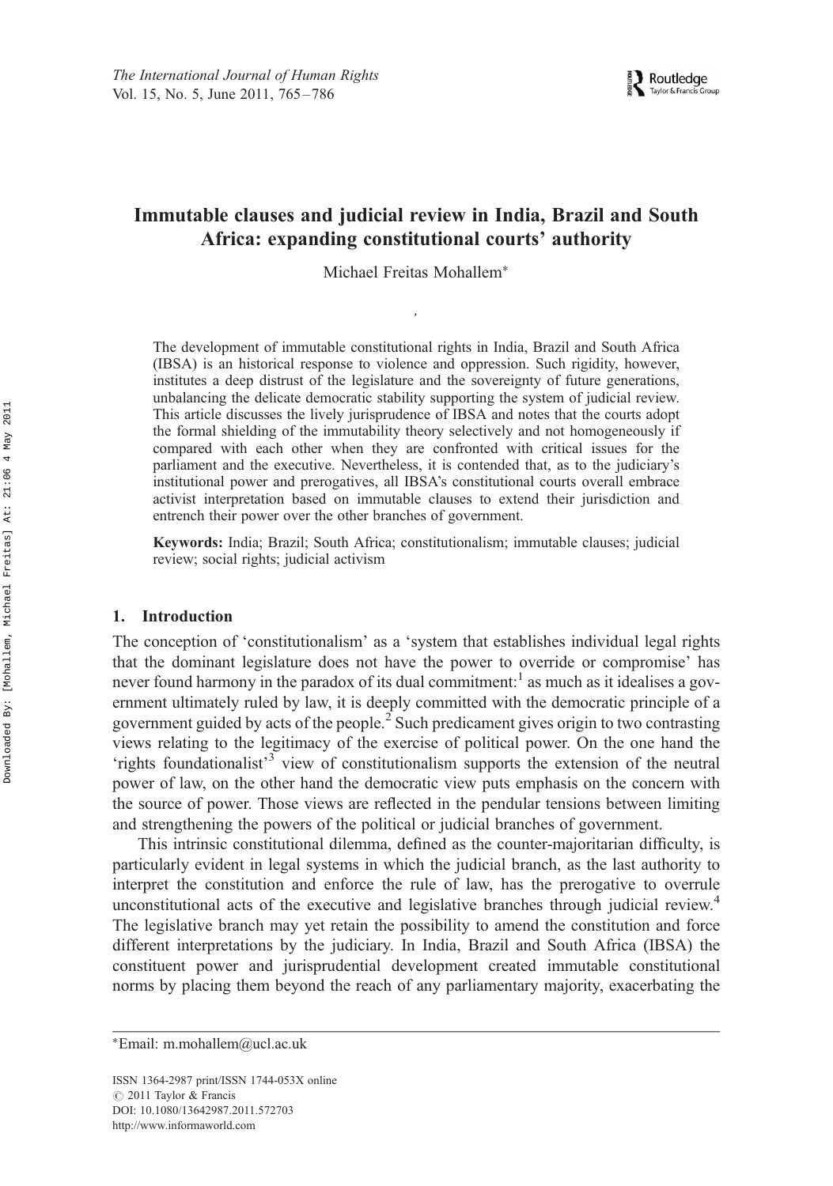# Immutable clauses and judicial review in India, Brazil and South Africa: expanding constitutional courts' authority

Michael Freitas Mohallem*

The development of immutable constitutional rights in India, Brazil and South Africa (IBSA) is an historical response to violence and oppression. Such rigidity, however, institutes a deep distrust of the legislature and the sovereignty of future generations, unbalancing the delicate democratic stability supporting the system of judicial review. This article discusses the lively jurisprudence of IBSA and notes that the courts adopt the formal shielding of the immutability theory selectively and not homogeneously if compared with each other when they are confronted with critical issues for the parliament and the executive. Nevertheless, it is contended that, as to the judiciary's institutional power and prerogatives, all IBSA's constitutional courts overall embrace activist interpretation based on immutable clauses to extend their jurisdiction and entrench their power over the other branches of government.

**Keywords:** India; Brazil; South Africa; constitutionalism; immutable clauses; judicial review; social rights; judicial activism

## 1. Introduction

The conception of 'constitutionalism' as a 'system that establishes individual legal rights that the dominant legislature does not have the power to override or compromise' has never found harmony in the paradox of its dual commitment:[1] as much as it idealises a government ultimately ruled by law, it is deeply committed with the democratic principle of a government guided by acts of the people.[2] Such predicament gives origin to two contrasting views relating to the legitimacy of the exercise of political power. On the one hand the 'rights foundationalist'[3] view of constitutionalism supports the extension of the neutral power of law, on the other hand the democratic view puts emphasis on the concern with the source of power. Those views are reflected in the pendular tensions between limiting and strengthening the powers of the political or judicial branches of government.

This intrinsic constitutional dilemma, defined as the counter-majoritarian difficulty, is particularly evident in legal systems in which the judicial branch, as the last authority to interpret the constitution and enforce the rule of law, has the prerogative to overrule unconstitutional acts of the executive and legislative branches through judicial review.[4] The legislative branch may yet retain the possibility to amend the constitution and force different interpretations by the judiciary. In India, Brazil and South Africa (IBSA) the constituent power and jurisprudential development created immutable constitutional norms by placing them beyond the reach of any parliamentary majority, exacerbating the

*Email: m.mohallem@ucl.ac.uk

ISSN 1364-2987 print/ISSN 1744-053X online
© 2011 Taylor & Francis
DOI: 10.1080/13642987.2011.572703
http://www.informaworld.com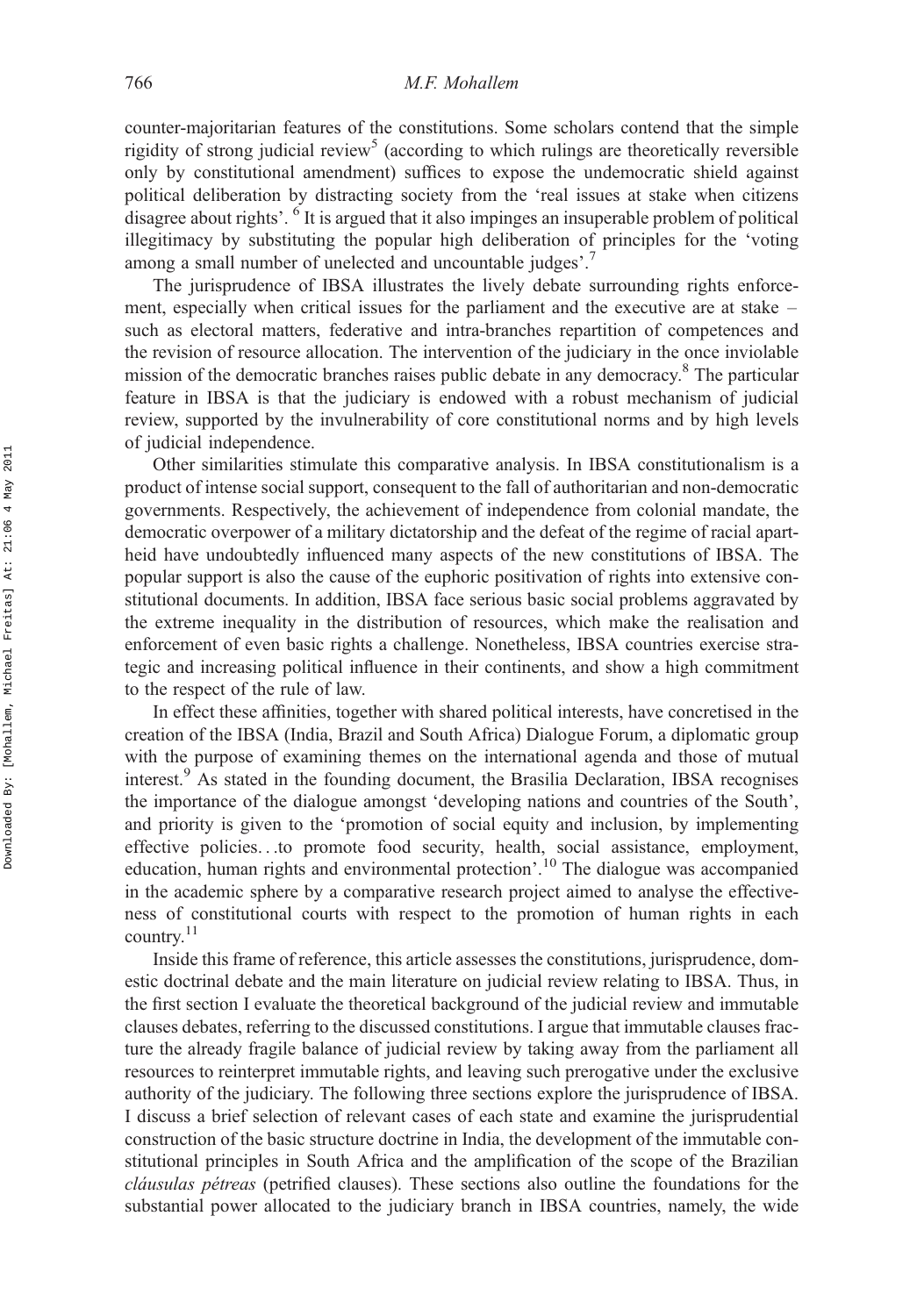counter-majoritarian features of the constitutions. Some scholars contend that the simple rigidity of strong judicial review[5] (according to which rulings are theoretically reversible only by constitutional amendment) suffices to expose the undemocratic shield against political deliberation by distracting society from the 'real issues at stake when citizens disagree about rights'. [6] It is argued that it also impinges an insuperable problem of political illegitimacy by substituting the popular high deliberation of principles for the 'voting among a small number of unelected and uncountable judges'.[7]

The jurisprudence of IBSA illustrates the lively debate surrounding rights enforcement, especially when critical issues for the parliament and the executive are at stake – such as electoral matters, federative and intra-branches repartition of competences and the revision of resource allocation. The intervention of the judiciary in the once inviolable mission of the democratic branches raises public debate in any democracy.[8] The particular feature in IBSA is that the judiciary is endowed with a robust mechanism of judicial review, supported by the invulnerability of core constitutional norms and by high levels of judicial independence.

Other similarities stimulate this comparative analysis. In IBSA constitutionalism is a product of intense social support, consequent to the fall of authoritarian and non-democratic governments. Respectively, the achievement of independence from colonial mandate, the democratic overpower of a military dictatorship and the defeat of the regime of racial apartheid have undoubtedly influenced many aspects of the new constitutions of IBSA. The popular support is also the cause of the euphoric positivation of rights into extensive constitutional documents. In addition, IBSA face serious basic social problems aggravated by the extreme inequality in the distribution of resources, which make the realisation and enforcement of even basic rights a challenge. Nonetheless, IBSA countries exercise strategic and increasing political influence in their continents, and show a high commitment to the respect of the rule of law.

In effect these affinities, together with shared political interests, have concretised in the creation of the IBSA (India, Brazil and South Africa) Dialogue Forum, a diplomatic group with the purpose of examining themes on the international agenda and those of mutual interest.[9] As stated in the founding document, the Brasilia Declaration, IBSA recognises the importance of the dialogue amongst 'developing nations and countries of the South', and priority is given to the 'promotion of social equity and inclusion, by implementing effective policies…to promote food security, health, social assistance, employment, education, human rights and environmental protection'.[10] The dialogue was accompanied in the academic sphere by a comparative research project aimed to analyse the effectiveness of constitutional courts with respect to the promotion of human rights in each country.[11]

Inside this frame of reference, this article assesses the constitutions, jurisprudence, domestic doctrinal debate and the main literature on judicial review relating to IBSA. Thus, in the first section I evaluate the theoretical background of the judicial review and immutable clauses debates, referring to the discussed constitutions. I argue that immutable clauses fracture the already fragile balance of judicial review by taking away from the parliament all resources to reinterpret immutable rights, and leaving such prerogative under the exclusive authority of the judiciary. The following three sections explore the jurisprudence of IBSA. I discuss a brief selection of relevant cases of each state and examine the jurisprudential construction of the basic structure doctrine in India, the development of the immutable constitutional principles in South Africa and the amplification of the scope of the Brazilian *cláusulas pétreas* (petrified clauses). These sections also outline the foundations for the substantial power allocated to the judiciary branch in IBSA countries, namely, the wide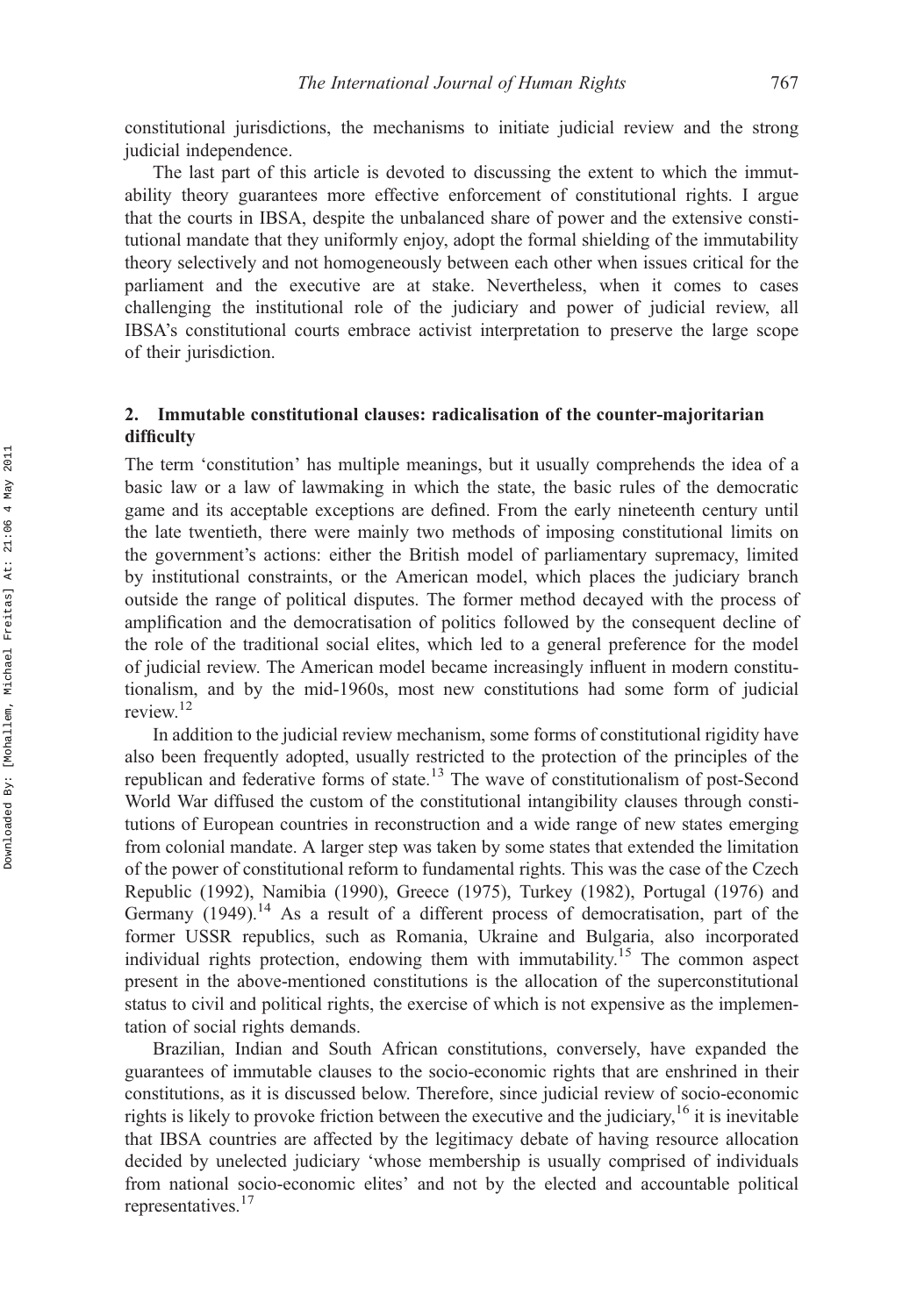constitutional jurisdictions, the mechanisms to initiate judicial review and the strong judicial independence.

The last part of this article is devoted to discussing the extent to which the immutability theory guarantees more effective enforcement of constitutional rights. I argue that the courts in IBSA, despite the unbalanced share of power and the extensive constitutional mandate that they uniformly enjoy, adopt the formal shielding of the immutability theory selectively and not homogeneously between each other when issues critical for the parliament and the executive are at stake. Nevertheless, when it comes to cases challenging the institutional role of the judiciary and power of judicial review, all IBSA's constitutional courts embrace activist interpretation to preserve the large scope of their jurisdiction.

## 2. Immutable constitutional clauses: radicalisation of the counter-majoritarian difficulty

The term 'constitution' has multiple meanings, but it usually comprehends the idea of a basic law or a law of lawmaking in which the state, the basic rules of the democratic game and its acceptable exceptions are defined. From the early nineteenth century until the late twentieth, there were mainly two methods of imposing constitutional limits on the government's actions: either the British model of parliamentary supremacy, limited by institutional constraints, or the American model, which places the judiciary branch outside the range of political disputes. The former method decayed with the process of amplification and the democratisation of politics followed by the consequent decline of the role of the traditional social elites, which led to a general preference for the model of judicial review. The American model became increasingly influent in modern constitutionalism, and by the mid-1960s, most new constitutions had some form of judicial review.[12]

In addition to the judicial review mechanism, some forms of constitutional rigidity have also been frequently adopted, usually restricted to the protection of the principles of the republican and federative forms of state.[13] The wave of constitutionalism of post-Second World War diffused the custom of the constitutional intangibility clauses through constitutions of European countries in reconstruction and a wide range of new states emerging from colonial mandate. A larger step was taken by some states that extended the limitation of the power of constitutional reform to fundamental rights. This was the case of the Czech Republic (1992), Namibia (1990), Greece (1975), Turkey (1982), Portugal (1976) and Germany (1949).[14] As a result of a different process of democratisation, part of the former USSR republics, such as Romania, Ukraine and Bulgaria, also incorporated individual rights protection, endowing them with immutability.[15] The common aspect present in the above-mentioned constitutions is the allocation of the superconstitutional status to civil and political rights, the exercise of which is not expensive as the implementation of social rights demands.

Brazilian, Indian and South African constitutions, conversely, have expanded the guarantees of immutable clauses to the socio-economic rights that are enshrined in their constitutions, as it is discussed below. Therefore, since judicial review of socio-economic rights is likely to provoke friction between the executive and the judiciary,[16] it is inevitable that IBSA countries are affected by the legitimacy debate of having resource allocation decided by unelected judiciary 'whose membership is usually comprised of individuals from national socio-economic elites' and not by the elected and accountable political representatives.[17]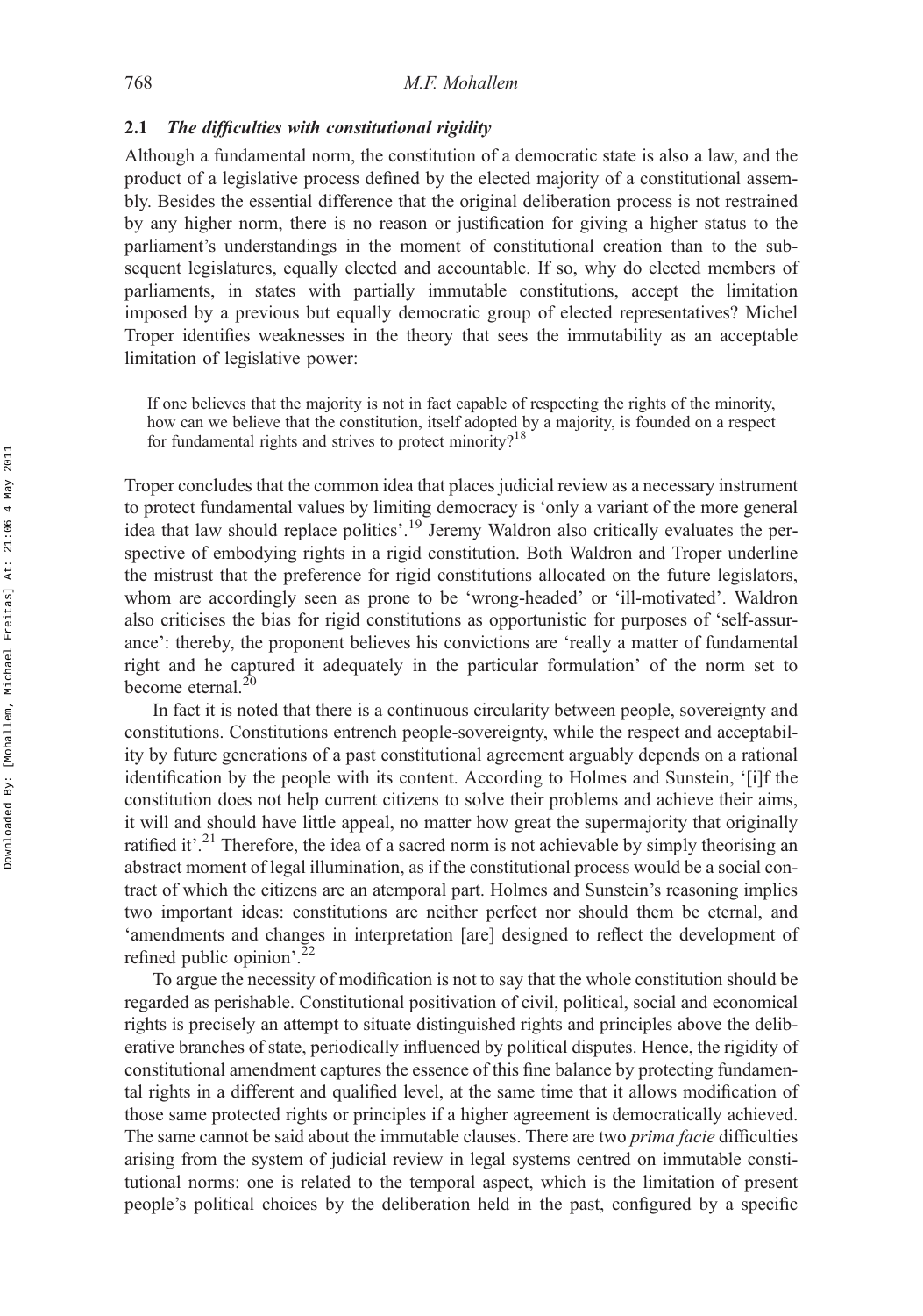### 2.1 *The difficulties with constitutional rigidity*

Although a fundamental norm, the constitution of a democratic state is also a law, and the product of a legislative process defined by the elected majority of a constitutional assembly. Besides the essential difference that the original deliberation process is not restrained by any higher norm, there is no reason or justification for giving a higher status to the parliament's understandings in the moment of constitutional creation than to the subsequent legislatures, equally elected and accountable. If so, why do elected members of parliaments, in states with partially immutable constitutions, accept the limitation imposed by a previous but equally democratic group of elected representatives? Michel Troper identifies weaknesses in the theory that sees the immutability as an acceptable limitation of legislative power:

> If one believes that the majority is not in fact capable of respecting the rights of the minority, how can we believe that the constitution, itself adopted by a majority, is founded on a respect for fundamental rights and strives to protect minority?[18]

Troper concludes that the common idea that places judicial review as a necessary instrument to protect fundamental values by limiting democracy is 'only a variant of the more general idea that law should replace politics'.[19] Jeremy Waldron also critically evaluates the perspective of embodying rights in a rigid constitution. Both Waldron and Troper underline the mistrust that the preference for rigid constitutions allocated on the future legislators, whom are accordingly seen as prone to be 'wrong-headed' or 'ill-motivated'. Waldron also criticises the bias for rigid constitutions as opportunistic for purposes of 'self-assurance': thereby, the proponent believes his convictions are 'really a matter of fundamental right and he captured it adequately in the particular formulation' of the norm set to become eternal.[20]

In fact it is noted that there is a continuous circularity between people, sovereignty and constitutions. Constitutions entrench people-sovereignty, while the respect and acceptability by future generations of a past constitutional agreement arguably depends on a rational identification by the people with its content. According to Holmes and Sunstein, '[i]f the constitution does not help current citizens to solve their problems and achieve their aims, it will and should have little appeal, no matter how great the supermajority that originally ratified it'.[21] Therefore, the idea of a sacred norm is not achievable by simply theorising an abstract moment of legal illumination, as if the constitutional process would be a social contract of which the citizens are an atemporal part. Holmes and Sunstein's reasoning implies two important ideas: constitutions are neither perfect nor should them be eternal, and 'amendments and changes in interpretation [are] designed to reflect the development of refined public opinion'.[22]

To argue the necessity of modification is not to say that the whole constitution should be regarded as perishable. Constitutional positivation of civil, political, social and economical rights is precisely an attempt to situate distinguished rights and principles above the deliberative branches of state, periodically influenced by political disputes. Hence, the rigidity of constitutional amendment captures the essence of this fine balance by protecting fundamental rights in a different and qualified level, at the same time that it allows modification of those same protected rights or principles if a higher agreement is democratically achieved. The same cannot be said about the immutable clauses. There are two *prima facie* difficulties arising from the system of judicial review in legal systems centred on immutable constitutional norms: one is related to the temporal aspect, which is the limitation of present people's political choices by the deliberation held in the past, configured by a specific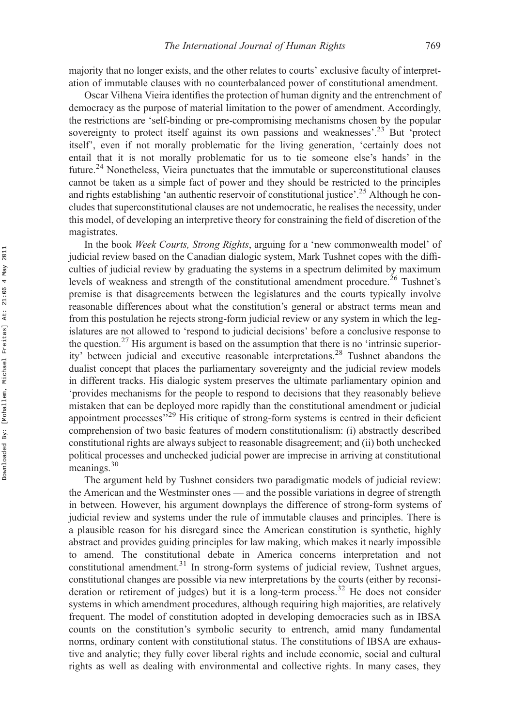majority that no longer exists, and the other relates to courts' exclusive faculty of interpretation of immutable clauses with no counterbalanced power of constitutional amendment.

Oscar Vilhena Vieira identifies the protection of human dignity and the entrenchment of democracy as the purpose of material limitation to the power of amendment. Accordingly, the restrictions are 'self-binding or pre-compromising mechanisms chosen by the popular sovereignty to protect itself against its own passions and weaknesses'.[23] But 'protect itself', even if not morally problematic for the living generation, 'certainly does not entail that it is not morally problematic for us to tie someone else's hands' in the future.[24] Nonetheless, Vieira punctuates that the immutable or superconstitutional clauses cannot be taken as a simple fact of power and they should be restricted to the principles and rights establishing 'an authentic reservoir of constitutional justice'.[25] Although he concludes that superconstitutional clauses are not undemocratic, he realises the necessity, under this model, of developing an interpretive theory for constraining the field of discretion of the magistrates.

In the book *Week Courts, Strong Rights*, arguing for a 'new commonwealth model' of judicial review based on the Canadian dialogic system, Mark Tushnet copes with the difficulties of judicial review by graduating the systems in a spectrum delimited by maximum levels of weakness and strength of the constitutional amendment procedure.[26] Tushnet's premise is that disagreements between the legislatures and the courts typically involve reasonable differences about what the constitution's general or abstract terms mean and from this postulation he rejects strong-form judicial review or any system in which the legislatures are not allowed to 'respond to judicial decisions' before a conclusive response to the question.[27] His argument is based on the assumption that there is no 'intrinsic superiority' between judicial and executive reasonable interpretations.[28] Tushnet abandons the dualist concept that places the parliamentary sovereignty and the judicial review models in different tracks. His dialogic system preserves the ultimate parliamentary opinion and 'provides mechanisms for the people to respond to decisions that they reasonably believe mistaken that can be deployed more rapidly than the constitutional amendment or judicial appointment processes"[29] His critique of strong-form systems is centred in their deficient comprehension of two basic features of modern constitutionalism: (i) abstractly described constitutional rights are always subject to reasonable disagreement; and (ii) both unchecked political processes and unchecked judicial power are imprecise in arriving at constitutional meanings.[30]

The argument held by Tushnet considers two paradigmatic models of judicial review: the American and the Westminster ones — and the possible variations in degree of strength in between. However, his argument downplays the difference of strong-form systems of judicial review and systems under the rule of immutable clauses and principles. There is a plausible reason for his disregard since the American constitution is synthetic, highly abstract and provides guiding principles for law making, which makes it nearly impossible to amend. The constitutional debate in America concerns interpretation and not constitutional amendment.[31] In strong-form systems of judicial review, Tushnet argues, constitutional changes are possible via new interpretations by the courts (either by reconsideration or retirement of judges) but it is a long-term process.[32] He does not consider systems in which amendment procedures, although requiring high majorities, are relatively frequent. The model of constitution adopted in developing democracies such as in IBSA counts on the constitution's symbolic security to entrench, amid many fundamental norms, ordinary content with constitutional status. The constitutions of IBSA are exhaustive and analytic; they fully cover liberal rights and include economic, social and cultural rights as well as dealing with environmental and collective rights. In many cases, they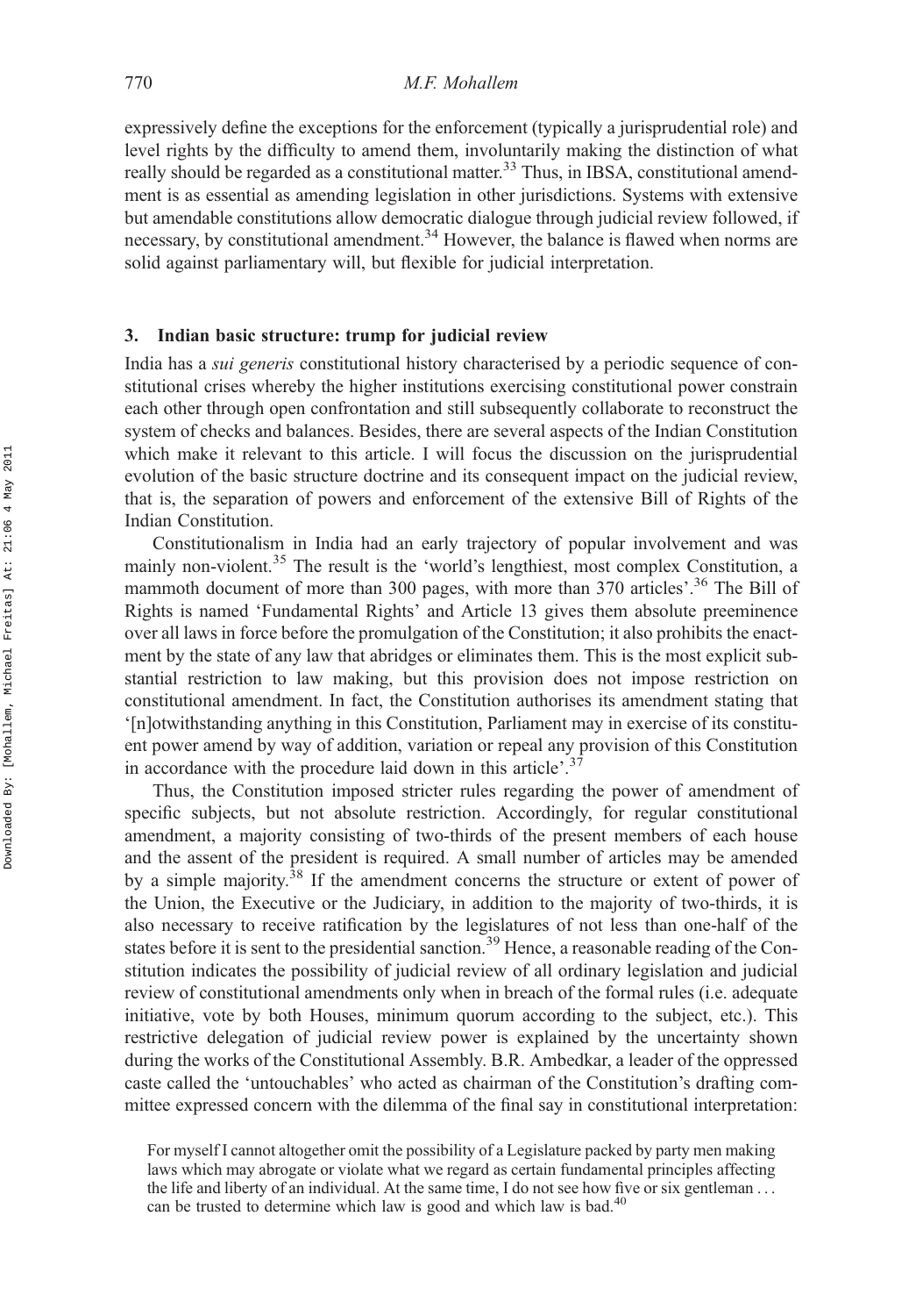expressively define the exceptions for the enforcement (typically a jurisprudential role) and level rights by the difficulty to amend them, involuntarily making the distinction of what really should be regarded as a constitutional matter.[33] Thus, in IBSA, constitutional amendment is as essential as amending legislation in other jurisdictions. Systems with extensive but amendable constitutions allow democratic dialogue through judicial review followed, if necessary, by constitutional amendment.[34] However, the balance is flawed when norms are solid against parliamentary will, but flexible for judicial interpretation.

## 3. Indian basic structure: trump for judicial review

India has a *sui generis* constitutional history characterised by a periodic sequence of constitutional crises whereby the higher institutions exercising constitutional power constrain each other through open confrontation and still subsequently collaborate to reconstruct the system of checks and balances. Besides, there are several aspects of the Indian Constitution which make it relevant to this article. I will focus the discussion on the jurisprudential evolution of the basic structure doctrine and its consequent impact on the judicial review, that is, the separation of powers and enforcement of the extensive Bill of Rights of the Indian Constitution.

Constitutionalism in India had an early trajectory of popular involvement and was mainly non-violent.[35] The result is the 'world's lengthiest, most complex Constitution, a mammoth document of more than 300 pages, with more than 370 articles'.[36] The Bill of Rights is named 'Fundamental Rights' and Article 13 gives them absolute preeminence over all laws in force before the promulgation of the Constitution; it also prohibits the enactment by the state of any law that abridges or eliminates them. This is the most explicit substantial restriction to law making, but this provision does not impose restriction on constitutional amendment. In fact, the Constitution authorises its amendment stating that '[n]otwithstanding anything in this Constitution, Parliament may in exercise of its constituent power amend by way of addition, variation or repeal any provision of this Constitution in accordance with the procedure laid down in this article'.[37]

Thus, the Constitution imposed stricter rules regarding the power of amendment of specific subjects, but not absolute restriction. Accordingly, for regular constitutional amendment, a majority consisting of two-thirds of the present members of each house and the assent of the president is required. A small number of articles may be amended by a simple majority.[38] If the amendment concerns the structure or extent of power of the Union, the Executive or the Judiciary, in addition to the majority of two-thirds, it is also necessary to receive ratification by the legislatures of not less than one-half of the states before it is sent to the presidential sanction.[39] Hence, a reasonable reading of the Constitution indicates the possibility of judicial review of all ordinary legislation and judicial review of constitutional amendments only when in breach of the formal rules (i.e. adequate initiative, vote by both Houses, minimum quorum according to the subject, etc.). This restrictive delegation of judicial review power is explained by the uncertainty shown during the works of the Constitutional Assembly. B.R. Ambedkar, a leader of the oppressed caste called the 'untouchables' who acted as chairman of the Constitution's drafting committee expressed concern with the dilemma of the final say in constitutional interpretation:

> For myself I cannot altogether omit the possibility of a Legislature packed by party men making laws which may abrogate or violate what we regard as certain fundamental principles affecting the life and liberty of an individual. At the same time, I do not see how five or six gentleman ... can be trusted to determine which law is good and which law is bad.[40]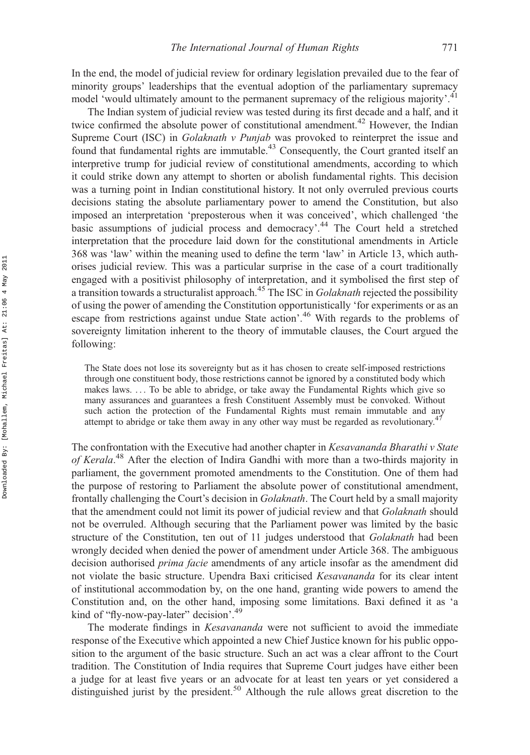In the end, the model of judicial review for ordinary legislation prevailed due to the fear of minority groups' leaderships that the eventual adoption of the parliamentary supremacy model 'would ultimately amount to the permanent supremacy of the religious majority'.[41]

The Indian system of judicial review was tested during its first decade and a half, and it twice confirmed the absolute power of constitutional amendment.[42] However, the Indian Supreme Court (ISC) in *Golaknath v Punjab* was provoked to reinterpret the issue and found that fundamental rights are immutable.[43] Consequently, the Court granted itself an interpretive trump for judicial review of constitutional amendments, according to which it could strike down any attempt to shorten or abolish fundamental rights. This decision was a turning point in Indian constitutional history. It not only overruled previous courts decisions stating the absolute parliamentary power to amend the Constitution, but also imposed an interpretation 'preposterous when it was conceived', which challenged 'the basic assumptions of judicial process and democracy'.[44] The Court held a stretched interpretation that the procedure laid down for the constitutional amendments in Article 368 was 'law' within the meaning used to define the term 'law' in Article 13, which authorises judicial review. This was a particular surprise in the case of a court traditionally engaged with a positivist philosophy of interpretation, and it symbolised the first step of a transition towards a structuralist approach.[45] The ISC in *Golaknath* rejected the possibility of using the power of amending the Constitution opportunistically 'for experiments or as an escape from restrictions against undue State action'.[46] With regards to the problems of sovereignty limitation inherent to the theory of immutable clauses, the Court argued the following:

> The State does not lose its sovereignty but as it has chosen to create self-imposed restrictions through one constituent body, those restrictions cannot be ignored by a constituted body which makes laws. ... To be able to abridge, or take away the Fundamental Rights which give so many assurances and guarantees a fresh Constituent Assembly must be convoked. Without such action the protection of the Fundamental Rights must remain immutable and any attempt to abridge or take them away in any other way must be regarded as revolutionary.[47]

The confrontation with the Executive had another chapter in *Kesavananda Bharathi v State of Kerala*.[48] After the election of Indira Gandhi with more than a two-thirds majority in parliament, the government promoted amendments to the Constitution. One of them had the purpose of restoring to Parliament the absolute power of constitutional amendment, frontally challenging the Court's decision in *Golaknath*. The Court held by a small majority that the amendment could not limit its power of judicial review and that *Golaknath* should not be overruled. Although securing that the Parliament power was limited by the basic structure of the Constitution, ten out of 11 judges understood that *Golaknath* had been wrongly decided when denied the power of amendment under Article 368. The ambiguous decision authorised *prima facie* amendments of any article insofar as the amendment did not violate the basic structure. Upendra Baxi criticised *Kesavananda* for its clear intent of institutional accommodation by, on the one hand, granting wide powers to amend the Constitution and, on the other hand, imposing some limitations. Baxi defined it as 'a kind of "fly-now-pay-later" decision'.[49]

The moderate findings in *Kesavananda* were not sufficient to avoid the immediate response of the Executive which appointed a new Chief Justice known for his public opposition to the argument of the basic structure. Such an act was a clear affront to the Court tradition. The Constitution of India requires that Supreme Court judges have either been a judge for at least five years or an advocate for at least ten years or yet considered a distinguished jurist by the president.[50] Although the rule allows great discretion to the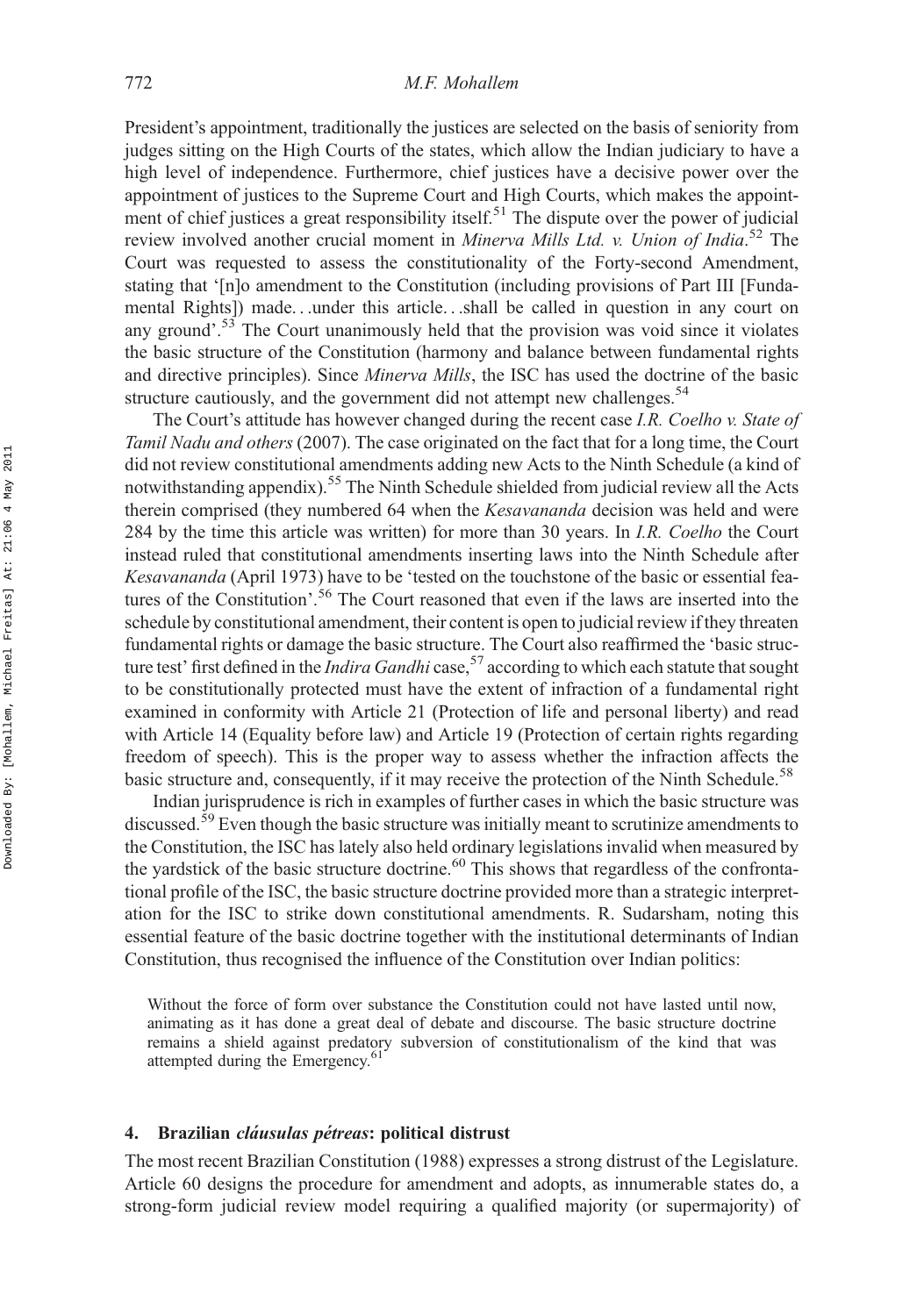President's appointment, traditionally the justices are selected on the basis of seniority from judges sitting on the High Courts of the states, which allow the Indian judiciary to have a high level of independence. Furthermore, chief justices have a decisive power over the appointment of justices to the Supreme Court and High Courts, which makes the appointment of chief justices a great responsibility itself.[51] The dispute over the power of judicial review involved another crucial moment in *Minerva Mills Ltd. v. Union of India*.[52] The Court was requested to assess the constitutionality of the Forty-second Amendment, stating that '[n]o amendment to the Constitution (including provisions of Part III [Fundamental Rights]) made…under this article…shall be called in question in any court on any ground'.[53] The Court unanimously held that the provision was void since it violates the basic structure of the Constitution (harmony and balance between fundamental rights and directive principles). Since *Minerva Mills*, the ISC has used the doctrine of the basic structure cautiously, and the government did not attempt new challenges.[54]

The Court's attitude has however changed during the recent case *I.R. Coelho v. State of Tamil Nadu and others* (2007). The case originated on the fact that for a long time, the Court did not review constitutional amendments adding new Acts to the Ninth Schedule (a kind of notwithstanding appendix).[55] The Ninth Schedule shielded from judicial review all the Acts therein comprised (they numbered 64 when the *Kesavananda* decision was held and were 284 by the time this article was written) for more than 30 years. In *I.R. Coelho* the Court instead ruled that constitutional amendments inserting laws into the Ninth Schedule after *Kesavananda* (April 1973) have to be 'tested on the touchstone of the basic or essential features of the Constitution'.[56] The Court reasoned that even if the laws are inserted into the schedule by constitutional amendment, their content is open to judicial review if they threaten fundamental rights or damage the basic structure. The Court also reaffirmed the 'basic structure test' first defined in the *Indira Gandhi* case,[57] according to which each statute that sought to be constitutionally protected must have the extent of infraction of a fundamental right examined in conformity with Article 21 (Protection of life and personal liberty) and read with Article 14 (Equality before law) and Article 19 (Protection of certain rights regarding freedom of speech). This is the proper way to assess whether the infraction affects the basic structure and, consequently, if it may receive the protection of the Ninth Schedule.[58]

Indian jurisprudence is rich in examples of further cases in which the basic structure was discussed.[59] Even though the basic structure was initially meant to scrutinize amendments to the Constitution, the ISC has lately also held ordinary legislations invalid when measured by the yardstick of the basic structure doctrine.[60] This shows that regardless of the confrontational profile of the ISC, the basic structure doctrine provided more than a strategic interpretation for the ISC to strike down constitutional amendments. R. Sudarsham, noting this essential feature of the basic doctrine together with the institutional determinants of Indian Constitution, thus recognised the influence of the Constitution over Indian politics:

> Without the force of form over substance the Constitution could not have lasted until now, animating as it has done a great deal of debate and discourse. The basic structure doctrine remains a shield against predatory subversion of constitutionalism of the kind that was attempted during the Emergency.[61]

## 4. Brazilian *cláusulas pétreas*: political distrust

The most recent Brazilian Constitution (1988) expresses a strong distrust of the Legislature. Article 60 designs the procedure for amendment and adopts, as innumerable states do, a strong-form judicial review model requiring a qualified majority (or supermajority) of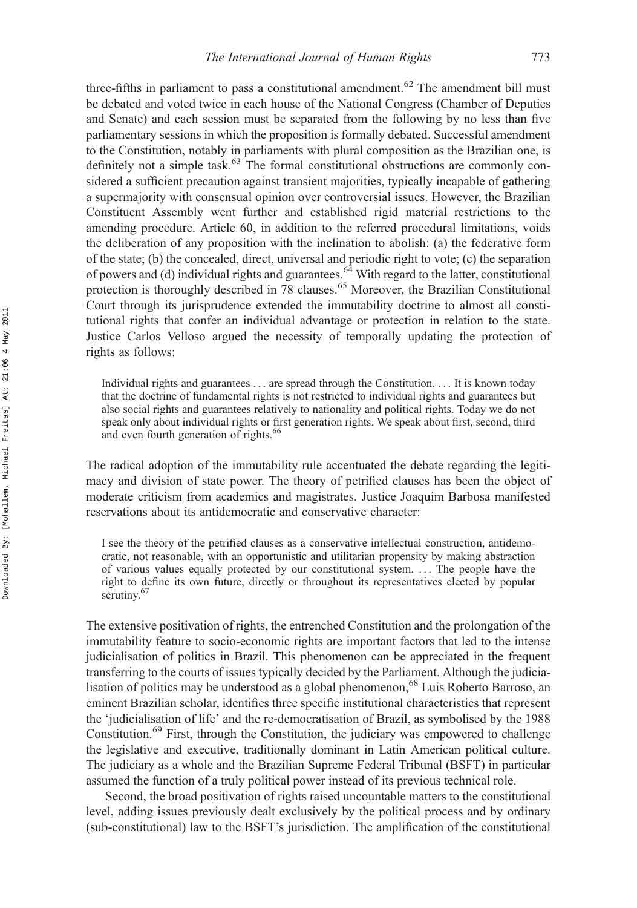three-fifths in parliament to pass a constitutional amendment.[62] The amendment bill must be debated and voted twice in each house of the National Congress (Chamber of Deputies and Senate) and each session must be separated from the following by no less than five parliamentary sessions in which the proposition is formally debated. Successful amendment to the Constitution, notably in parliaments with plural composition as the Brazilian one, is definitely not a simple task.[63] The formal constitutional obstructions are commonly considered a sufficient precaution against transient majorities, typically incapable of gathering a supermajority with consensual opinion over controversial issues. However, the Brazilian Constituent Assembly went further and established rigid material restrictions to the amending procedure. Article 60, in addition to the referred procedural limitations, voids the deliberation of any proposition with the inclination to abolish: (a) the federative form of the state; (b) the concealed, direct, universal and periodic right to vote; (c) the separation of powers and (d) individual rights and guarantees.[64] With regard to the latter, constitutional protection is thoroughly described in 78 clauses.[65] Moreover, the Brazilian Constitutional Court through its jurisprudence extended the immutability doctrine to almost all constitutional rights that confer an individual advantage or protection in relation to the state. Justice Carlos Velloso argued the necessity of temporally updating the protection of rights as follows:

> Individual rights and guarantees … are spread through the Constitution. … It is known today that the doctrine of fundamental rights is not restricted to individual rights and guarantees but also social rights and guarantees relatively to nationality and political rights. Today we do not speak only about individual rights or first generation rights. We speak about first, second, third and even fourth generation of rights.[66]

The radical adoption of the immutability rule accentuated the debate regarding the legitimacy and division of state power. The theory of petrified clauses has been the object of moderate criticism from academics and magistrates. Justice Joaquim Barbosa manifested reservations about its antidemocratic and conservative character:

> I see the theory of the petrified clauses as a conservative intellectual construction, antidemocratic, not reasonable, with an opportunistic and utilitarian propensity by making abstraction of various values equally protected by our constitutional system. … The people have the right to define its own future, directly or throughout its representatives elected by popular scrutiny.[67]

The extensive positivation of rights, the entrenched Constitution and the prolongation of the immutability feature to socio-economic rights are important factors that led to the intense judicialisation of politics in Brazil. This phenomenon can be appreciated in the frequent transferring to the courts of issues typically decided by the Parliament. Although the judicialisation of politics may be understood as a global phenomenon,[68] Luis Roberto Barroso, an eminent Brazilian scholar, identifies three specific institutional characteristics that represent the 'judicialisation of life' and the re-democratisation of Brazil, as symbolised by the 1988 Constitution.[69] First, through the Constitution, the judiciary was empowered to challenge the legislative and executive, traditionally dominant in Latin American political culture. The judiciary as a whole and the Brazilian Supreme Federal Tribunal (BSFT) in particular assumed the function of a truly political power instead of its previous technical role.

Second, the broad positivation of rights raised uncountable matters to the constitutional level, adding issues previously dealt exclusively by the political process and by ordinary (sub-constitutional) law to the BSFT's jurisdiction. The amplification of the constitutional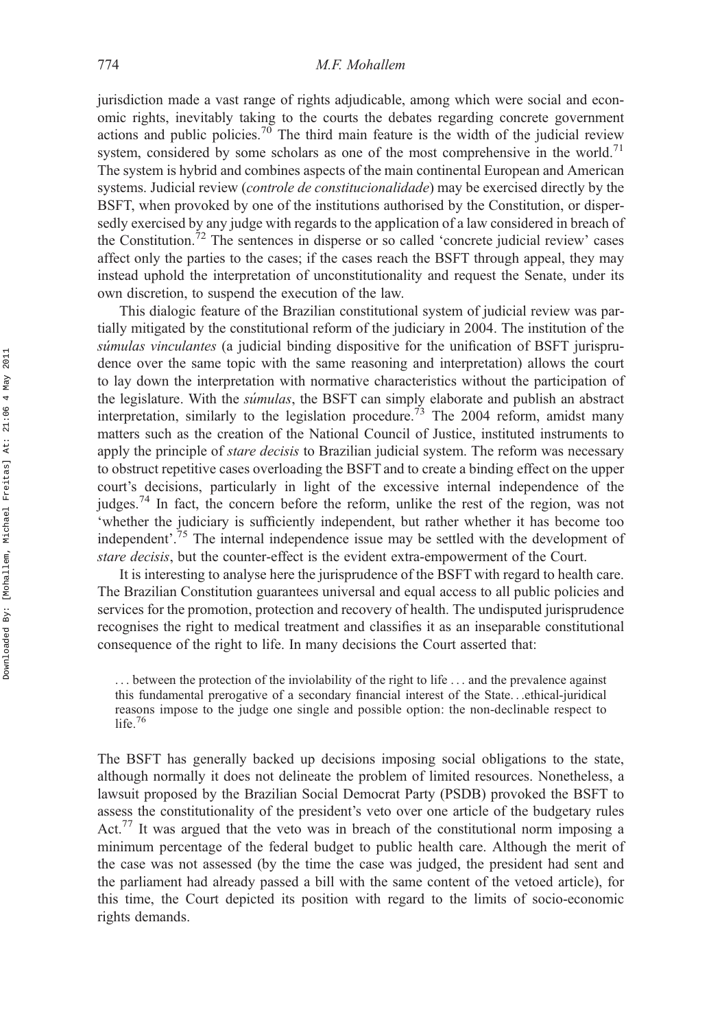jurisdiction made a vast range of rights adjudicable, among which were social and economic rights, inevitably taking to the courts the debates regarding concrete government actions and public policies.[70] The third main feature is the width of the judicial review system, considered by some scholars as one of the most comprehensive in the world.[71] The system is hybrid and combines aspects of the main continental European and American systems. Judicial review (*controle de constitucionalidade*) may be exercised directly by the BSFT, when provoked by one of the institutions authorised by the Constitution, or dispersedly exercised by any judge with regards to the application of a law considered in breach of the Constitution.[72] The sentences in disperse or so called 'concrete judicial review' cases affect only the parties to the cases; if the cases reach the BSFT through appeal, they may instead uphold the interpretation of unconstitutionality and request the Senate, under its own discretion, to suspend the execution of the law.

This dialogic feature of the Brazilian constitutional system of judicial review was partially mitigated by the constitutional reform of the judiciary in 2004. The institution of the *súmulas vinculantes* (a judicial binding dispositive for the unification of BSFT jurisprudence over the same topic with the same reasoning and interpretation) allows the court to lay down the interpretation with normative characteristics without the participation of the legislature. With the *súmulas*, the BSFT can simply elaborate and publish an abstract interpretation, similarly to the legislation procedure.[73] The 2004 reform, amidst many matters such as the creation of the National Council of Justice, instituted instruments to apply the principle of *stare decisis* to Brazilian judicial system. The reform was necessary to obstruct repetitive cases overloading the BSFT and to create a binding effect on the upper court's decisions, particularly in light of the excessive internal independence of the judges.[74] In fact, the concern before the reform, unlike the rest of the region, was not 'whether the judiciary is sufficiently independent, but rather whether it has become too independent'.[75] The internal independence issue may be settled with the development of *stare decisis*, but the counter-effect is the evident extra-empowerment of the Court.

It is interesting to analyse here the jurisprudence of the BSFT with regard to health care. The Brazilian Constitution guarantees universal and equal access to all public policies and services for the promotion, protection and recovery of health. The undisputed jurisprudence recognises the right to medical treatment and classifies it as an inseparable constitutional consequence of the right to life. In many decisions the Court asserted that:

> ... between the protection of the inviolability of the right to life ... and the prevalence against this fundamental prerogative of a secondary financial interest of the State...ethical-juridical reasons impose to the judge one single and possible option: the non-declinable respect to life.[76]

The BSFT has generally backed up decisions imposing social obligations to the state, although normally it does not delineate the problem of limited resources. Nonetheless, a lawsuit proposed by the Brazilian Social Democrat Party (PSDB) provoked the BSFT to assess the constitutionality of the president's veto over one article of the budgetary rules Act.[77] It was argued that the veto was in breach of the constitutional norm imposing a minimum percentage of the federal budget to public health care. Although the merit of the case was not assessed (by the time the case was judged, the president had sent and the parliament had already passed a bill with the same content of the vetoed article), for this time, the Court depicted its position with regard to the limits of socio-economic rights demands.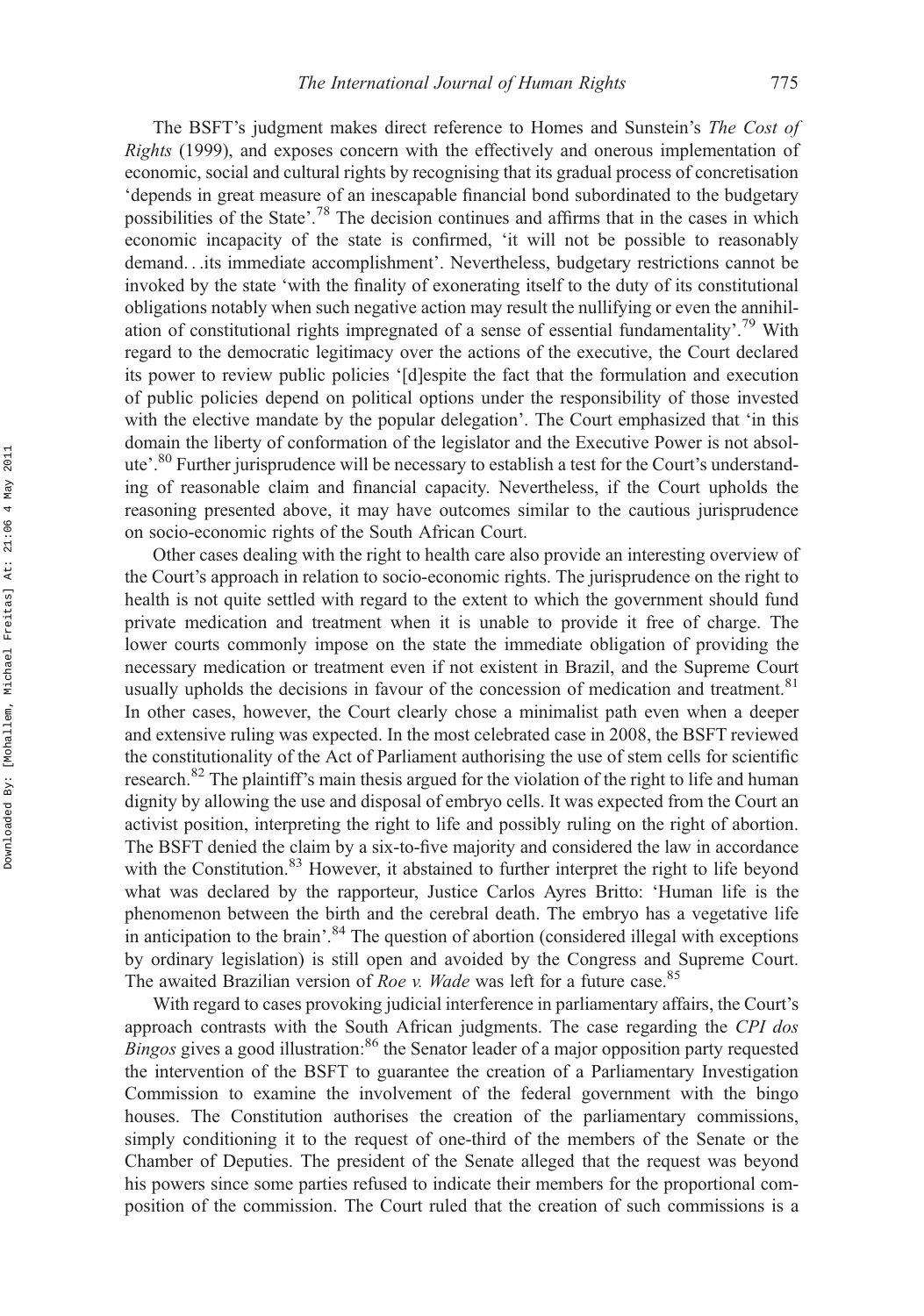The BSFT's judgment makes direct reference to Homes and Sunstein's *The Cost of Rights* (1999), and exposes concern with the effectively and onerous implementation of economic, social and cultural rights by recognising that its gradual process of concretisation 'depends in great measure of an inescapable financial bond subordinated to the budgetary possibilities of the State'.[78] The decision continues and affirms that in the cases in which economic incapacity of the state is confirmed, 'it will not be possible to reasonably demand. . .its immediate accomplishment'. Nevertheless, budgetary restrictions cannot be invoked by the state 'with the finality of exonerating itself to the duty of its constitutional obligations notably when such negative action may result the nullifying or even the annihilation of constitutional rights impregnated of a sense of essential fundamentality'.[79] With regard to the democratic legitimacy over the actions of the executive, the Court declared its power to review public policies '[d]espite the fact that the formulation and execution of public policies depend on political options under the responsibility of those invested with the elective mandate by the popular delegation'. The Court emphasized that 'in this domain the liberty of conformation of the legislator and the Executive Power is not absolute'.[80] Further jurisprudence will be necessary to establish a test for the Court's understanding of reasonable claim and financial capacity. Nevertheless, if the Court upholds the reasoning presented above, it may have outcomes similar to the cautious jurisprudence on socio-economic rights of the South African Court.

Other cases dealing with the right to health care also provide an interesting overview of the Court's approach in relation to socio-economic rights. The jurisprudence on the right to health is not quite settled with regard to the extent to which the government should fund private medication and treatment when it is unable to provide it free of charge. The lower courts commonly impose on the state the immediate obligation of providing the necessary medication or treatment even if not existent in Brazil, and the Supreme Court usually upholds the decisions in favour of the concession of medication and treatment.[81] In other cases, however, the Court clearly chose a minimalist path even when a deeper and extensive ruling was expected. In the most celebrated case in 2008, the BSFT reviewed the constitutionality of the Act of Parliament authorising the use of stem cells for scientific research.[82] The plaintiff's main thesis argued for the violation of the right to life and human dignity by allowing the use and disposal of embryo cells. It was expected from the Court an activist position, interpreting the right to life and possibly ruling on the right of abortion. The BSFT denied the claim by a six-to-five majority and considered the law in accordance with the Constitution.[83] However, it abstained to further interpret the right to life beyond what was declared by the rapporteur, Justice Carlos Ayres Britto: 'Human life is the phenomenon between the birth and the cerebral death. The embryo has a vegetative life in anticipation to the brain'.[84] The question of abortion (considered illegal with exceptions by ordinary legislation) is still open and avoided by the Congress and Supreme Court. The awaited Brazilian version of *Roe v. Wade* was left for a future case.[85]

With regard to cases provoking judicial interference in parliamentary affairs, the Court's approach contrasts with the South African judgments. The case regarding the *CPI dos Bingos* gives a good illustration:[86] the Senator leader of a major opposition party requested the intervention of the BSFT to guarantee the creation of a Parliamentary Investigation Commission to examine the involvement of the federal government with the bingo houses. The Constitution authorises the creation of the parliamentary commissions, simply conditioning it to the request of one-third of the members of the Senate or the Chamber of Deputies. The president of the Senate alleged that the request was beyond his powers since some parties refused to indicate their members for the proportional composition of the commission. The Court ruled that the creation of such commissions is a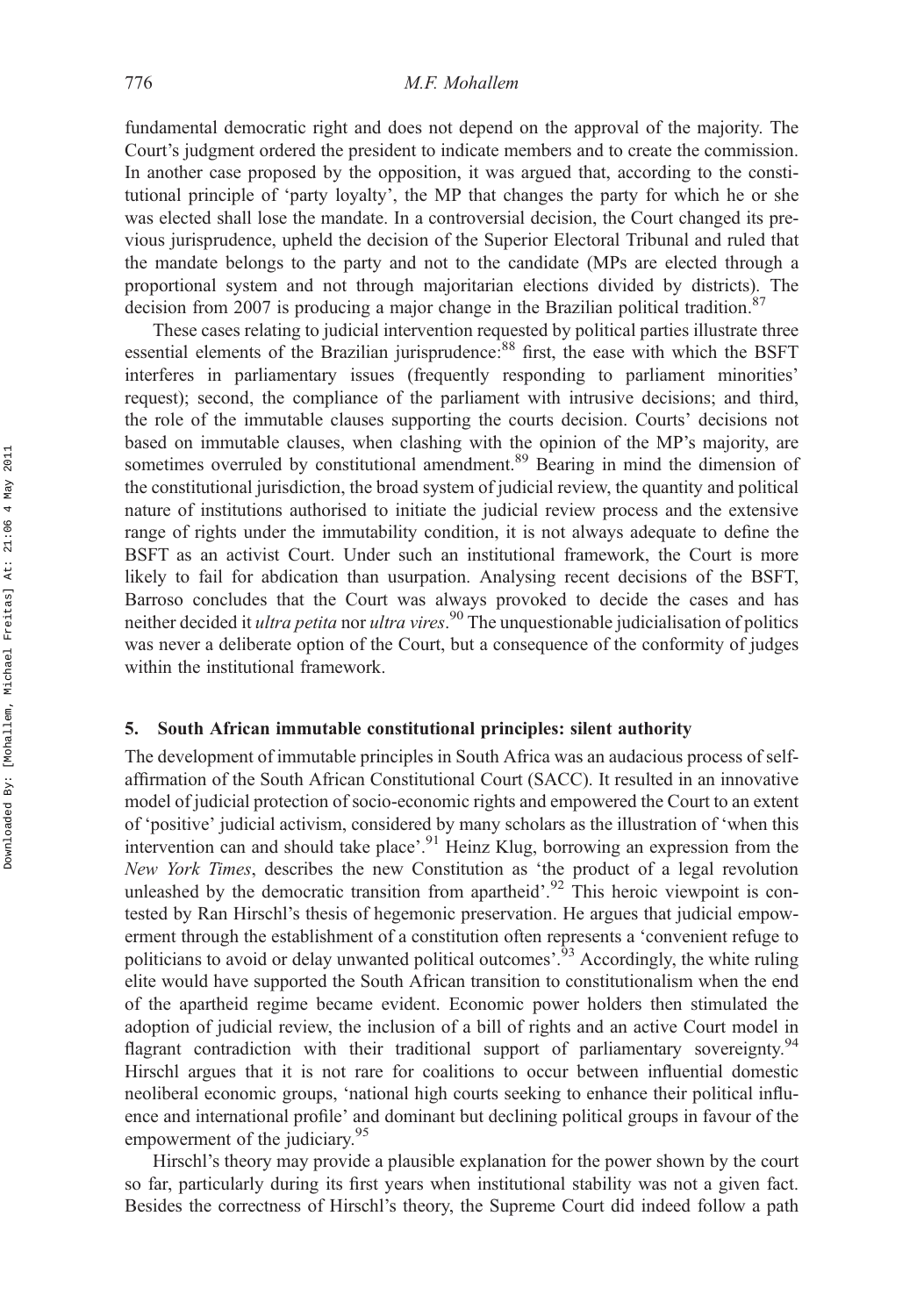fundamental democratic right and does not depend on the approval of the majority. The Court's judgment ordered the president to indicate members and to create the commission. In another case proposed by the opposition, it was argued that, according to the constitutional principle of 'party loyalty', the MP that changes the party for which he or she was elected shall lose the mandate. In a controversial decision, the Court changed its previous jurisprudence, upheld the decision of the Superior Electoral Tribunal and ruled that the mandate belongs to the party and not to the candidate (MPs are elected through a proportional system and not through majoritarian elections divided by districts). The decision from 2007 is producing a major change in the Brazilian political tradition.[87]

These cases relating to judicial intervention requested by political parties illustrate three essential elements of the Brazilian jurisprudence:[88] first, the ease with which the BSFT interferes in parliamentary issues (frequently responding to parliament minorities' request); second, the compliance of the parliament with intrusive decisions; and third, the role of the immutable clauses supporting the courts decision. Courts' decisions not based on immutable clauses, when clashing with the opinion of the MP's majority, are sometimes overruled by constitutional amendment.[89] Bearing in mind the dimension of the constitutional jurisdiction, the broad system of judicial review, the quantity and political nature of institutions authorised to initiate the judicial review process and the extensive range of rights under the immutability condition, it is not always adequate to define the BSFT as an activist Court. Under such an institutional framework, the Court is more likely to fail for abdication than usurpation. Analysing recent decisions of the BSFT, Barroso concludes that the Court was always provoked to decide the cases and has neither decided it *ultra petita* nor *ultra vires*.[90] The unquestionable judicialisation of politics was never a deliberate option of the Court, but a consequence of the conformity of judges within the institutional framework.

## 5. South African immutable constitutional principles: silent authority

The development of immutable principles in South Africa was an audacious process of self-affirmation of the South African Constitutional Court (SACC). It resulted in an innovative model of judicial protection of socio-economic rights and empowered the Court to an extent of 'positive' judicial activism, considered by many scholars as the illustration of 'when this intervention can and should take place'.[91] Heinz Klug, borrowing an expression from the *New York Times*, describes the new Constitution as 'the product of a legal revolution unleashed by the democratic transition from apartheid'.[92] This heroic viewpoint is contested by Ran Hirschl's thesis of hegemonic preservation. He argues that judicial empowerment through the establishment of a constitution often represents a 'convenient refuge to politicians to avoid or delay unwanted political outcomes'.[93] Accordingly, the white ruling elite would have supported the South African transition to constitutionalism when the end of the apartheid regime became evident. Economic power holders then stimulated the adoption of judicial review, the inclusion of a bill of rights and an active Court model in flagrant contradiction with their traditional support of parliamentary sovereignty.[94] Hirschl argues that it is not rare for coalitions to occur between influential domestic neoliberal economic groups, 'national high courts seeking to enhance their political influence and international profile' and dominant but declining political groups in favour of the empowerment of the judiciary.[95]

Hirschl's theory may provide a plausible explanation for the power shown by the court so far, particularly during its first years when institutional stability was not a given fact. Besides the correctness of Hirschl's theory, the Supreme Court did indeed follow a path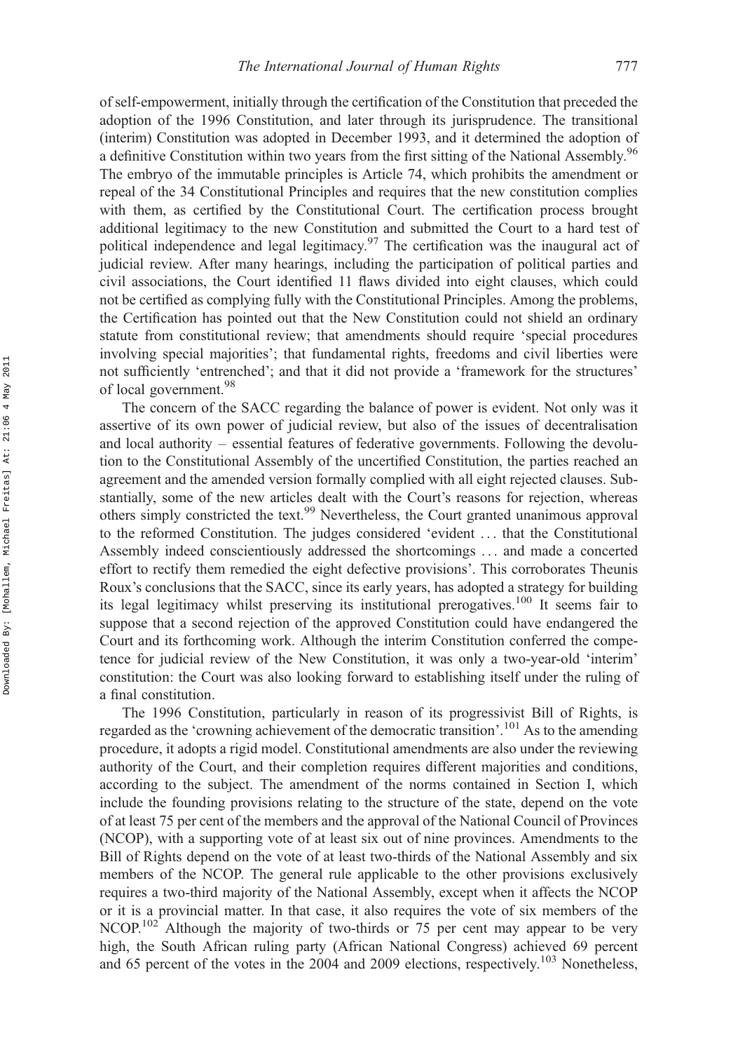of self-empowerment, initially through the certification of the Constitution that preceded the adoption of the 1996 Constitution, and later through its jurisprudence. The transitional (interim) Constitution was adopted in December 1993, and it determined the adoption of a definitive Constitution within two years from the first sitting of the National Assembly.[96] The embryo of the immutable principles is Article 74, which prohibits the amendment or repeal of the 34 Constitutional Principles and requires that the new constitution complies with them, as certified by the Constitutional Court. The certification process brought additional legitimacy to the new Constitution and submitted the Court to a hard test of political independence and legal legitimacy.[97] The certification was the inaugural act of judicial review. After many hearings, including the participation of political parties and civil associations, the Court identified 11 flaws divided into eight clauses, which could not be certified as complying fully with the Constitutional Principles. Among the problems, the Certification has pointed out that the New Constitution could not shield an ordinary statute from constitutional review; that amendments should require 'special procedures involving special majorities'; that fundamental rights, freedoms and civil liberties were not sufficiently 'entrenched'; and that it did not provide a 'framework for the structures' of local government.[98]

The concern of the SACC regarding the balance of power is evident. Not only was it assertive of its own power of judicial review, but also of the issues of decentralisation and local authority – essential features of federative governments. Following the devolution to the Constitutional Assembly of the uncertified Constitution, the parties reached an agreement and the amended version formally complied with all eight rejected clauses. Substantially, some of the new articles dealt with the Court's reasons for rejection, whereas others simply constricted the text.[99] Nevertheless, the Court granted unanimous approval to the reformed Constitution. The judges considered 'evident … that the Constitutional Assembly indeed conscientiously addressed the shortcomings … and made a concerted effort to rectify them remedied the eight defective provisions'. This corroborates Theunis Roux's conclusions that the SACC, since its early years, has adopted a strategy for building its legal legitimacy whilst preserving its institutional prerogatives.[100] It seems fair to suppose that a second rejection of the approved Constitution could have endangered the Court and its forthcoming work. Although the interim Constitution conferred the competence for judicial review of the New Constitution, it was only a two-year-old 'interim' constitution: the Court was also looking forward to establishing itself under the ruling of a final constitution.

The 1996 Constitution, particularly in reason of its progressivist Bill of Rights, is regarded as the 'crowning achievement of the democratic transition'.[101] As to the amending procedure, it adopts a rigid model. Constitutional amendments are also under the reviewing authority of the Court, and their completion requires different majorities and conditions, according to the subject. The amendment of the norms contained in Section I, which include the founding provisions relating to the structure of the state, depend on the vote of at least 75 per cent of the members and the approval of the National Council of Provinces (NCOP), with a supporting vote of at least six out of nine provinces. Amendments to the Bill of Rights depend on the vote of at least two-thirds of the National Assembly and six members of the NCOP. The general rule applicable to the other provisions exclusively requires a two-third majority of the National Assembly, except when it affects the NCOP or it is a provincial matter. In that case, it also requires the vote of six members of the NCOP.[102] Although the majority of two-thirds or 75 per cent may appear to be very high, the South African ruling party (African National Congress) achieved 69 percent and 65 percent of the votes in the 2004 and 2009 elections, respectively.[103] Nonetheless,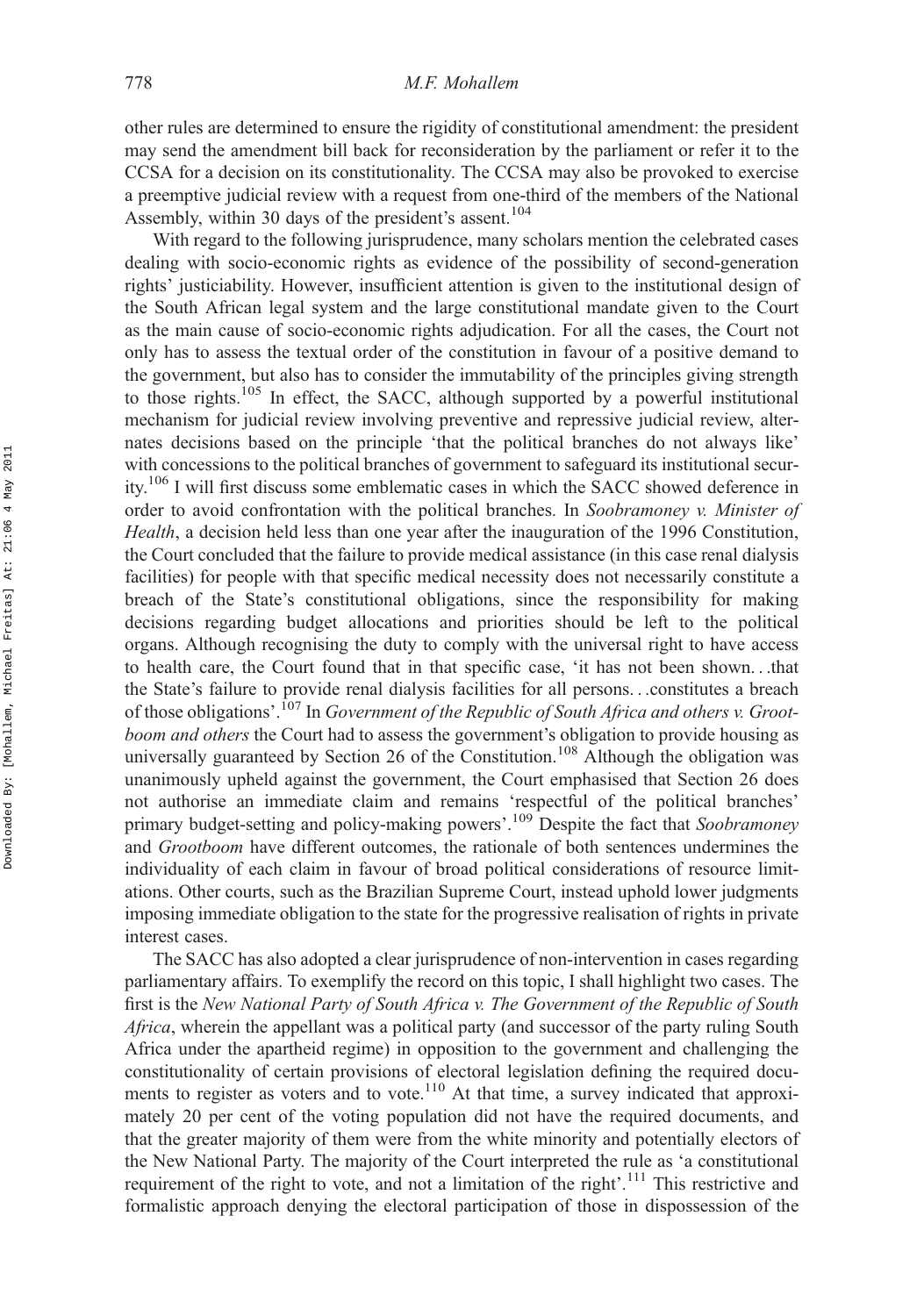other rules are determined to ensure the rigidity of constitutional amendment: the president may send the amendment bill back for reconsideration by the parliament or refer it to the CCSA for a decision on its constitutionality. The CCSA may also be provoked to exercise a preemptive judicial review with a request from one-third of the members of the National Assembly, within 30 days of the president's assent.[104]

With regard to the following jurisprudence, many scholars mention the celebrated cases dealing with socio-economic rights as evidence of the possibility of second-generation rights' justiciability. However, insufficient attention is given to the institutional design of the South African legal system and the large constitutional mandate given to the Court as the main cause of socio-economic rights adjudication. For all the cases, the Court not only has to assess the textual order of the constitution in favour of a positive demand to the government, but also has to consider the immutability of the principles giving strength to those rights.[105] In effect, the SACC, although supported by a powerful institutional mechanism for judicial review involving preventive and repressive judicial review, alternates decisions based on the principle 'that the political branches do not always like' with concessions to the political branches of government to safeguard its institutional security.[106] I will first discuss some emblematic cases in which the SACC showed deference in order to avoid confrontation with the political branches. In *Soobramoney v. Minister of Health*, a decision held less than one year after the inauguration of the 1996 Constitution, the Court concluded that the failure to provide medical assistance (in this case renal dialysis facilities) for people with that specific medical necessity does not necessarily constitute a breach of the State's constitutional obligations, since the responsibility for making decisions regarding budget allocations and priorities should be left to the political organs. Although recognising the duty to comply with the universal right to have access to health care, the Court found that in that specific case, 'it has not been shown. . .that the State's failure to provide renal dialysis facilities for all persons. . .constitutes a breach of those obligations'.[107] In *Government of the Republic of South Africa and others v. Grootboom and others* the Court had to assess the government's obligation to provide housing as universally guaranteed by Section 26 of the Constitution.[108] Although the obligation was unanimously upheld against the government, the Court emphasised that Section 26 does not authorise an immediate claim and remains 'respectful of the political branches' primary budget-setting and policy-making powers'.[109] Despite the fact that *Soobramoney* and *Grootboom* have different outcomes, the rationale of both sentences undermines the individuality of each claim in favour of broad political considerations of resource limitations. Other courts, such as the Brazilian Supreme Court, instead uphold lower judgments imposing immediate obligation to the state for the progressive realisation of rights in private interest cases.

The SACC has also adopted a clear jurisprudence of non-intervention in cases regarding parliamentary affairs. To exemplify the record on this topic, I shall highlight two cases. The first is the *New National Party of South Africa v. The Government of the Republic of South Africa*, wherein the appellant was a political party (and successor of the party ruling South Africa under the apartheid regime) in opposition to the government and challenging the constitutionality of certain provisions of electoral legislation defining the required documents to register as voters and to vote.[110] At that time, a survey indicated that approximately 20 per cent of the voting population did not have the required documents, and that the greater majority of them were from the white minority and potentially electors of the New National Party. The majority of the Court interpreted the rule as 'a constitutional requirement of the right to vote, and not a limitation of the right'.[111] This restrictive and formalistic approach denying the electoral participation of those in dispossession of the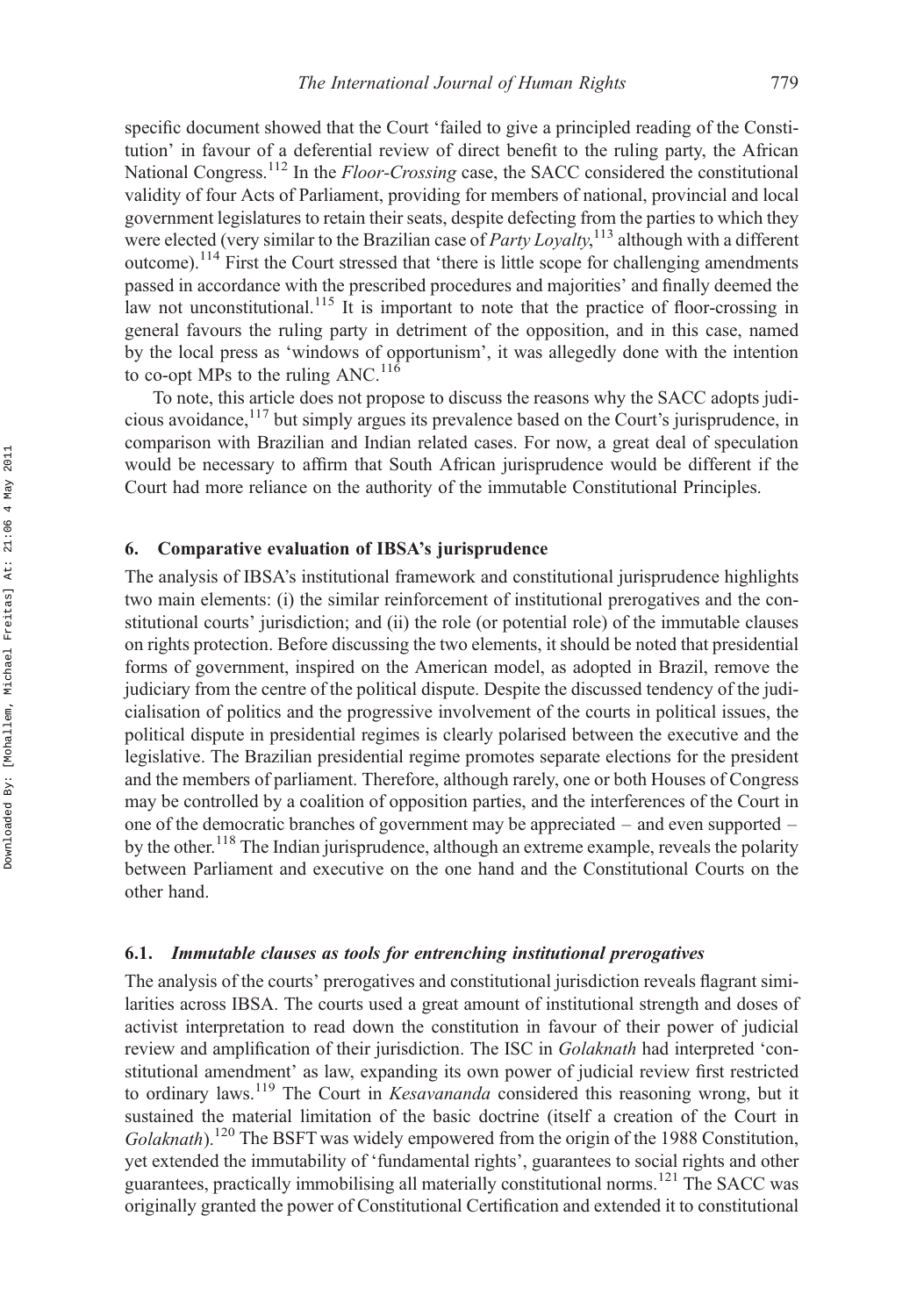specific document showed that the Court 'failed to give a principled reading of the Constitution' in favour of a deferential review of direct benefit to the ruling party, the African National Congress.[112] In the *Floor-Crossing* case, the SACC considered the constitutional validity of four Acts of Parliament, providing for members of national, provincial and local government legislatures to retain their seats, despite defecting from the parties to which they were elected (very similar to the Brazilian case of *Party Loyalty*,[113] although with a different outcome).[114] First the Court stressed that 'there is little scope for challenging amendments passed in accordance with the prescribed procedures and majorities' and finally deemed the law not unconstitutional.[115] It is important to note that the practice of floor-crossing in general favours the ruling party in detriment of the opposition, and in this case, named by the local press as 'windows of opportunism', it was allegedly done with the intention to co-opt MPs to the ruling ANC.[116]

To note, this article does not propose to discuss the reasons why the SACC adopts judicious avoidance,[117] but simply argues its prevalence based on the Court's jurisprudence, in comparison with Brazilian and Indian related cases. For now, a great deal of speculation would be necessary to affirm that South African jurisprudence would be different if the Court had more reliance on the authority of the immutable Constitutional Principles.

## 6. Comparative evaluation of IBSA's jurisprudence

The analysis of IBSA's institutional framework and constitutional jurisprudence highlights two main elements: (i) the similar reinforcement of institutional prerogatives and the constitutional courts' jurisdiction; and (ii) the role (or potential role) of the immutable clauses on rights protection. Before discussing the two elements, it should be noted that presidential forms of government, inspired on the American model, as adopted in Brazil, remove the judiciary from the centre of the political dispute. Despite the discussed tendency of the judicialisation of politics and the progressive involvement of the courts in political issues, the political dispute in presidential regimes is clearly polarised between the executive and the legislative. The Brazilian presidential regime promotes separate elections for the president and the members of parliament. Therefore, although rarely, one or both Houses of Congress may be controlled by a coalition of opposition parties, and the interferences of the Court in one of the democratic branches of government may be appreciated – and even supported – by the other.[118] The Indian jurisprudence, although an extreme example, reveals the polarity between Parliament and executive on the one hand and the Constitutional Courts on the other hand.

### 6.1. *Immutable clauses as tools for entrenching institutional prerogatives*

The analysis of the courts' prerogatives and constitutional jurisdiction reveals flagrant similarities across IBSA. The courts used a great amount of institutional strength and doses of activist interpretation to read down the constitution in favour of their power of judicial review and amplification of their jurisdiction. The ISC in *Golaknath* had interpreted 'constitutional amendment' as law, expanding its own power of judicial review first restricted to ordinary laws.[119] The Court in *Kesavananda* considered this reasoning wrong, but it sustained the material limitation of the basic doctrine (itself a creation of the Court in *Golaknath*).[120] The BSFT was widely empowered from the origin of the 1988 Constitution, yet extended the immutability of 'fundamental rights', guarantees to social rights and other guarantees, practically immobilising all materially constitutional norms.[121] The SACC was originally granted the power of Constitutional Certification and extended it to constitutional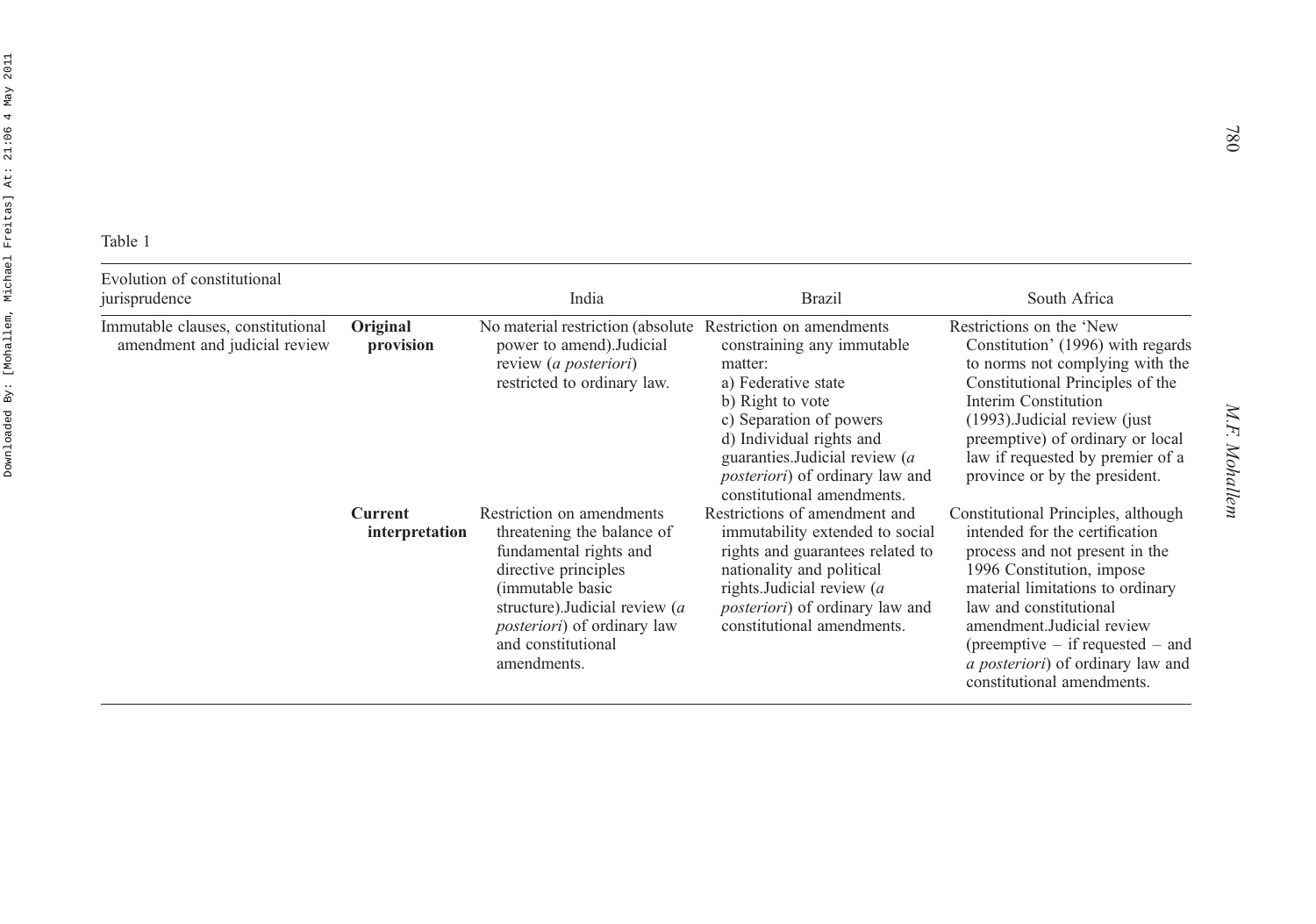Table 1

| Evolution of constitutional jurisprudence | | India | Brazil | South Africa |
|---|---|---|---|---|
| Immutable clauses, constitutional amendment and judicial review | **Original provision** | No material restriction (absolute power to amend).Judicial review (*a posteriori*) restricted to ordinary law. | Restriction on amendments constraining any immutable matter: a) Federative state b) Right to vote c) Separation of powers d) Individual rights and guaranties.Judicial review (*a posteriori*) of ordinary law and constitutional amendments. | Restrictions on the 'New Constitution' (1996) with regards to norms not complying with the Constitutional Principles of the Interim Constitution (1993).Judicial review (just preemptive) of ordinary or local law if requested by premier of a province or by the president. |
| | **Current interpretation** | Restriction on amendments threatening the balance of fundamental rights and directive principles (immutable basic structure).Judicial review (*a posteriori*) of ordinary law and constitutional amendments. | Restrictions of amendment and immutability extended to social rights and guarantees related to nationality and political rights.Judicial review (*a posteriori*) of ordinary law and constitutional amendments. | Constitutional Principles, although intended for the certification process and not present in the 1996 Constitution, impose material limitations to ordinary law and constitutional amendment.Judicial review (preemptive – if requested – and *a posteriori*) of ordinary law and constitutional amendments. |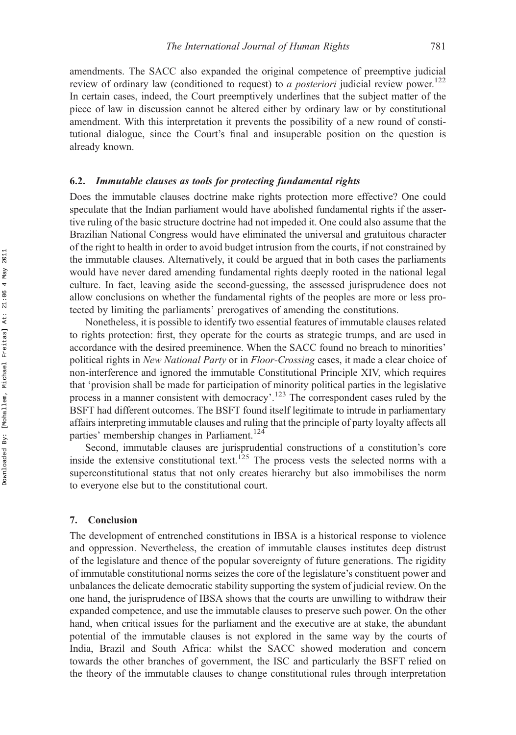amendments. The SACC also expanded the original competence of preemptive judicial review of ordinary law (conditioned to request) to *a posteriori* judicial review power.[122] In certain cases, indeed, the Court preemptively underlines that the subject matter of the piece of law in discussion cannot be altered either by ordinary law or by constitutional amendment. With this interpretation it prevents the possibility of a new round of constitutional dialogue, since the Court's final and insuperable position on the question is already known.

### 6.2. *Immutable clauses as tools for protecting fundamental rights*

Does the immutable clauses doctrine make rights protection more effective? One could speculate that the Indian parliament would have abolished fundamental rights if the assertive ruling of the basic structure doctrine had not impeded it. One could also assume that the Brazilian National Congress would have eliminated the universal and gratuitous character of the right to health in order to avoid budget intrusion from the courts, if not constrained by the immutable clauses. Alternatively, it could be argued that in both cases the parliaments would have never dared amending fundamental rights deeply rooted in the national legal culture. In fact, leaving aside the second-guessing, the assessed jurisprudence does not allow conclusions on whether the fundamental rights of the peoples are more or less protected by limiting the parliaments' prerogatives of amending the constitutions.

Nonetheless, it is possible to identify two essential features of immutable clauses related to rights protection: first, they operate for the courts as strategic trumps, and are used in accordance with the desired preeminence. When the SACC found no breach to minorities' political rights in *New National Party* or in *Floor-Crossing* cases, it made a clear choice of non-interference and ignored the immutable Constitutional Principle XIV, which requires that 'provision shall be made for participation of minority political parties in the legislative process in a manner consistent with democracy'.[123] The correspondent cases ruled by the BSFT had different outcomes. The BSFT found itself legitimate to intrude in parliamentary affairs interpreting immutable clauses and ruling that the principle of party loyalty affects all parties' membership changes in Parliament.[124]

Second, immutable clauses are jurisprudential constructions of a constitution's core inside the extensive constitutional text.[125] The process vests the selected norms with a superconstitutional status that not only creates hierarchy but also immobilises the norm to everyone else but to the constitutional court.

## 7. Conclusion

The development of entrenched constitutions in IBSA is a historical response to violence and oppression. Nevertheless, the creation of immutable clauses institutes deep distrust of the legislature and thence of the popular sovereignty of future generations. The rigidity of immutable constitutional norms seizes the core of the legislature's constituent power and unbalances the delicate democratic stability supporting the system of judicial review. On the one hand, the jurisprudence of IBSA shows that the courts are unwilling to withdraw their expanded competence, and use the immutable clauses to preserve such power. On the other hand, when critical issues for the parliament and the executive are at stake, the abundant potential of the immutable clauses is not explored in the same way by the courts of India, Brazil and South Africa: whilst the SACC showed moderation and concern towards the other branches of government, the ISC and particularly the BSFT relied on the theory of the immutable clauses to change constitutional rules through interpretation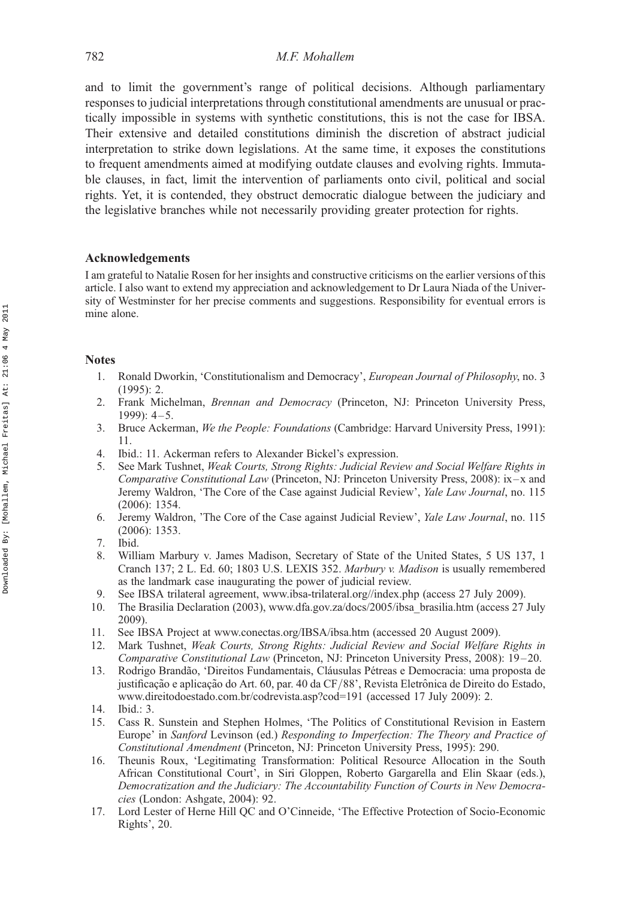and to limit the government's range of political decisions. Although parliamentary responses to judicial interpretations through constitutional amendments are unusual or practically impossible in systems with synthetic constitutions, this is not the case for IBSA. Their extensive and detailed constitutions diminish the discretion of abstract judicial interpretation to strike down legislations. At the same time, it exposes the constitutions to frequent amendments aimed at modifying outdate clauses and evolving rights. Immutable clauses, in fact, limit the intervention of parliaments onto civil, political and social rights. Yet, it is contended, they obstruct democratic dialogue between the judiciary and the legislative branches while not necessarily providing greater protection for rights.

## Acknowledgements

I am grateful to Natalie Rosen for her insights and constructive criticisms on the earlier versions of this article. I also want to extend my appreciation and acknowledgement to Dr Laura Niada of the University of Westminster for her precise comments and suggestions. Responsibility for eventual errors is mine alone.

## Notes

1. Ronald Dworkin, 'Constitutionalism and Democracy', *European Journal of Philosophy*, no. 3 (1995): 2.
2. Frank Michelman, *Brennan and Democracy* (Princeton, NJ: Princeton University Press, 1999): 4–5.
3. Bruce Ackerman, *We the People: Foundations* (Cambridge: Harvard University Press, 1991): 11.
4. Ibid.: 11. Ackerman refers to Alexander Bickel's expression.
5. See Mark Tushnet, *Weak Courts, Strong Rights: Judicial Review and Social Welfare Rights in Comparative Constitutional Law* (Princeton, NJ: Princeton University Press, 2008): ix–x and Jeremy Waldron, 'The Core of the Case against Judicial Review', *Yale Law Journal*, no. 115 (2006): 1354.
6. Jeremy Waldron, 'The Core of the Case against Judicial Review', *Yale Law Journal*, no. 115 (2006): 1353.
7. Ibid.
8. William Marbury v. James Madison, Secretary of State of the United States, 5 US 137, 1 Cranch 137; 2 L. Ed. 60; 1803 U.S. LEXIS 352. *Marbury v. Madison* is usually remembered as the landmark case inaugurating the power of judicial review.
9. See IBSA trilateral agreement, www.ibsa-trilateral.org//index.php (access 27 July 2009).
10. The Brasilia Declaration (2003), www.dfa.gov.za/docs/2005/ibsa_brasilia.htm (access 27 July 2009).
11. See IBSA Project at www.conectas.org/IBSA/ibsa.htm (accessed 20 August 2009).
12. Mark Tushnet, *Weak Courts, Strong Rights: Judicial Review and Social Welfare Rights in Comparative Constitutional Law* (Princeton, NJ: Princeton University Press, 2008): 19–20.
13. Rodrigo Brandão, 'Direitos Fundamentais, Cláusulas Pétreas e Democracia: uma proposta de justificação e aplicação do Art. 60, par. 40 da CF/88', Revista Eletrônica de Direito do Estado, www.direitodoestado.com.br/codrevista.asp?cod=191 (accessed 17 July 2009): 2.
14. Ibid.: 3.
15. Cass R. Sunstein and Stephen Holmes, 'The Politics of Constitutional Revision in Eastern Europe' in *Sanford* Levinson (ed.) *Responding to Imperfection: The Theory and Practice of Constitutional Amendment* (Princeton, NJ: Princeton University Press, 1995): 290.
16. Theunis Roux, 'Legitimating Transformation: Political Resource Allocation in the South African Constitutional Court', in Siri Gloppen, Roberto Gargarella and Elin Skaar (eds.), *Democratization and the Judiciary: The Accountability Function of Courts in New Democracies* (London: Ashgate, 2004): 92.
17. Lord Lester of Herne Hill QC and O'Cinneide, 'The Effective Protection of Socio-Economic Rights', 20.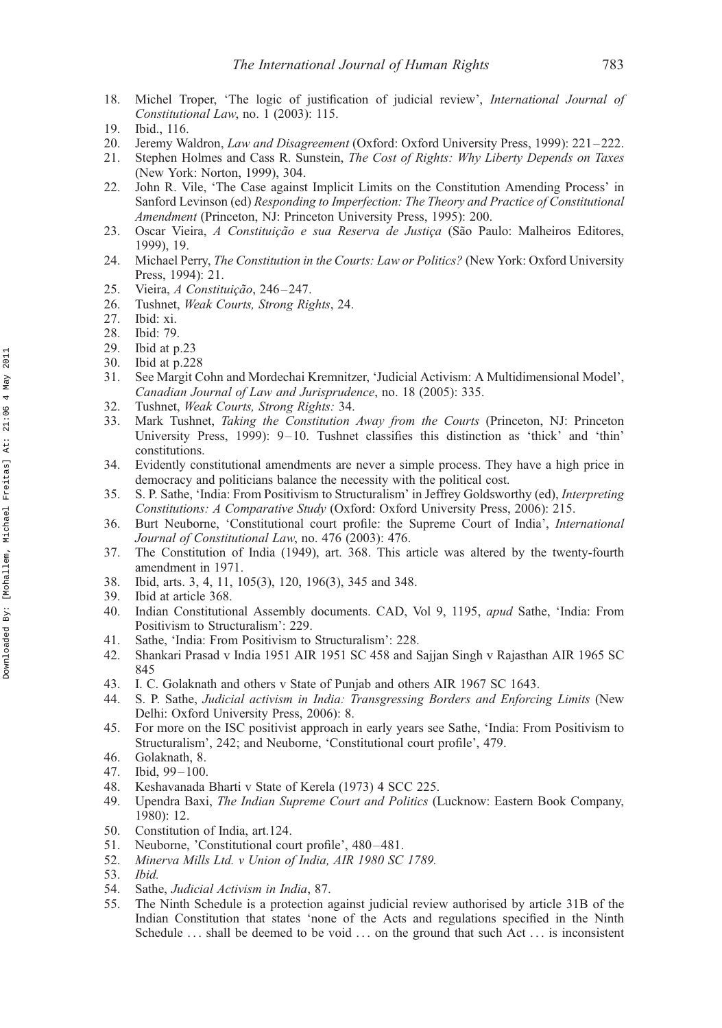18. Michel Troper, 'The logic of justification of judicial review', *International Journal of Constitutional Law*, no. 1 (2003): 115.
19. Ibid., 116.
20. Jeremy Waldron, *Law and Disagreement* (Oxford: Oxford University Press, 1999): 221–222.
21. Stephen Holmes and Cass R. Sunstein, *The Cost of Rights: Why Liberty Depends on Taxes* (New York: Norton, 1999), 304.
22. John R. Vile, 'The Case against Implicit Limits on the Constitution Amending Process' in Sanford Levinson (ed) *Responding to Imperfection: The Theory and Practice of Constitutional Amendment* (Princeton, NJ: Princeton University Press, 1995): 200.
23. Oscar Vieira, *A Constituição e sua Reserva de Justiça* (São Paulo: Malheiros Editores, 1999), 19.
24. Michael Perry, *The Constitution in the Courts: Law or Politics?* (New York: Oxford University Press, 1994): 21.
25. Vieira, *A Constituição*, 246–247.
26. Tushnet, *Weak Courts, Strong Rights*, 24.
27. Ibid: xi.
28. Ibid: 79.
29. Ibid at p.23
30. Ibid at p.228
31. See Margit Cohn and Mordechai Kremnitzer, 'Judicial Activism: A Multidimensional Model', *Canadian Journal of Law and Jurisprudence*, no. 18 (2005): 335.
32. Tushnet, *Weak Courts, Strong Rights:* 34.
33. Mark Tushnet, *Taking the Constitution Away from the Courts* (Princeton, NJ: Princeton University Press, 1999): 9–10. Tushnet classifies this distinction as 'thick' and 'thin' constitutions.
34. Evidently constitutional amendments are never a simple process. They have a high price in democracy and politicians balance the necessity with the political cost.
35. S. P. Sathe, 'India: From Positivism to Structuralism' in Jeffrey Goldsworthy (ed), *Interpreting Constitutions: A Comparative Study* (Oxford: Oxford University Press, 2006): 215.
36. Burt Neuborne, 'Constitutional court profile: the Supreme Court of India', *International Journal of Constitutional Law*, no. 476 (2003): 476.
37. The Constitution of India (1949), art. 368. This article was altered by the twenty-fourth amendment in 1971.
38. Ibid, arts. 3, 4, 11, 105(3), 120, 196(3), 345 and 348.
39. Ibid at article 368.
40. Indian Constitutional Assembly documents. CAD, Vol 9, 1195, *apud* Sathe, 'India: From Positivism to Structuralism': 229.
41. Sathe, 'India: From Positivism to Structuralism': 228.
42. Shankari Prasad v India 1951 AIR 1951 SC 458 and Sajjan Singh v Rajasthan AIR 1965 SC 845
43. I. C. Golaknath and others v State of Punjab and others AIR 1967 SC 1643.
44. S. P. Sathe, *Judicial activism in India: Transgressing Borders and Enforcing Limits* (New Delhi: Oxford University Press, 2006): 8.
45. For more on the ISC positivist approach in early years see Sathe, 'India: From Positivism to Structuralism', 242; and Neuborne, 'Constitutional court profile', 479.
46. Golaknath, 8.
47. Ibid, 99–100.
48. Keshavanada Bharti v State of Kerela (1973) 4 SCC 225.
49. Upendra Baxi, *The Indian Supreme Court and Politics* (Lucknow: Eastern Book Company, 1980): 12.
50. Constitution of India, art.124.
51. Neuborne, 'Constitutional court profile', 480–481.
52. *Minerva Mills Ltd. v Union of India, AIR 1980 SC 1789.*
53. *Ibid.*
54. Sathe, *Judicial Activism in India*, 87.
55. The Ninth Schedule is a protection against judicial review authorised by article 31B of the Indian Constitution that states 'none of the Acts and regulations specified in the Ninth Schedule … shall be deemed to be void … on the ground that such Act … is inconsistent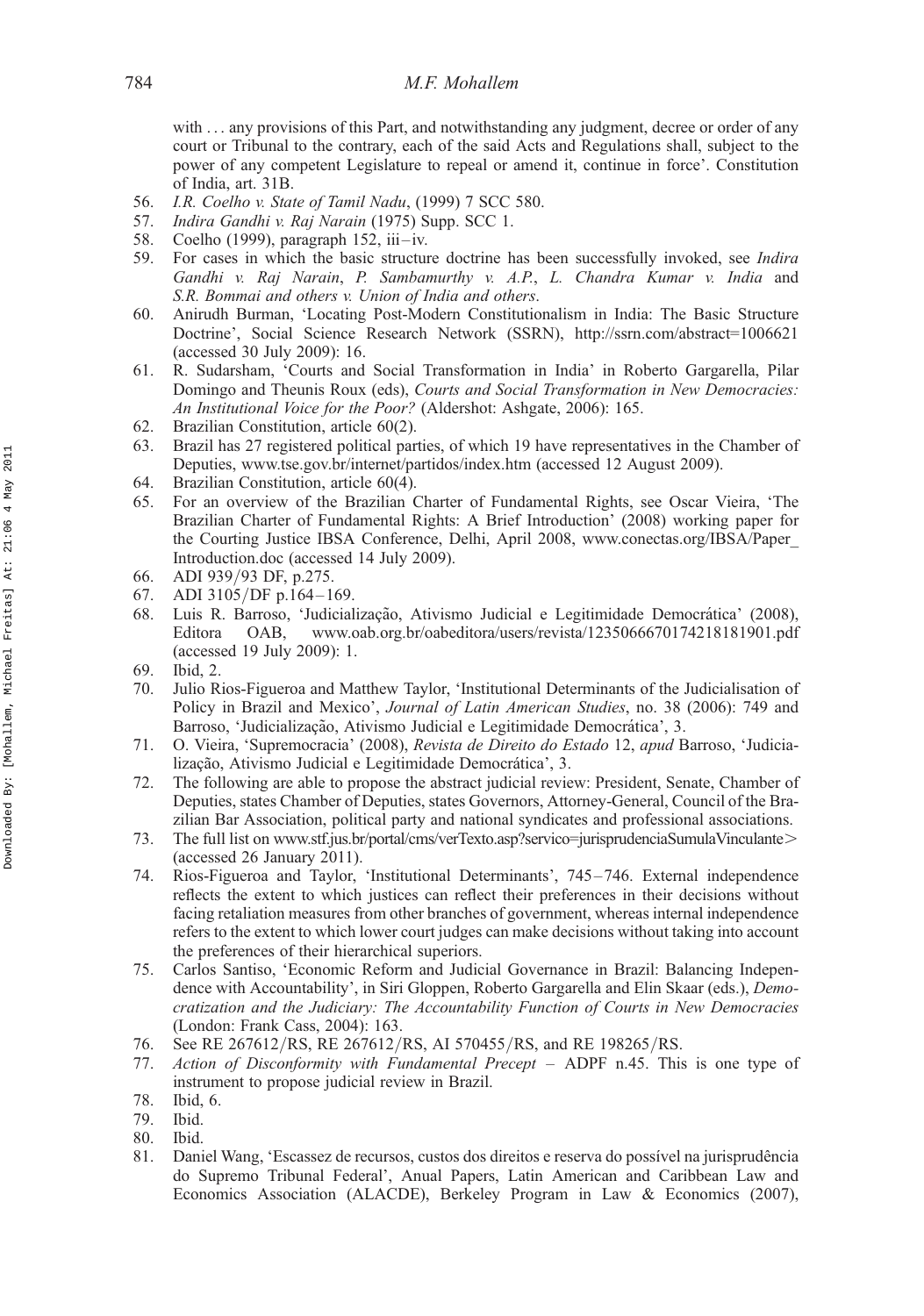with ... any provisions of this Part, and notwithstanding any judgment, decree or order of any court or Tribunal to the contrary, each of the said Acts and Regulations shall, subject to the power of any competent Legislature to repeal or amend it, continue in force'. Constitution of India, art. 31B.

56. *I.R. Coelho v. State of Tamil Nadu*, (1999) 7 SCC 580.
57. *Indira Gandhi v. Raj Narain* (1975) Supp. SCC 1.
58. Coelho (1999), paragraph 152, iii–iv.
59. For cases in which the basic structure doctrine has been successfully invoked, see *Indira Gandhi v. Raj Narain*, *P. Sambamurthy v. A.P.*, *L. Chandra Kumar v. India* and *S.R. Bommai and others v. Union of India and others*.
60. Anirudh Burman, 'Locating Post-Modern Constitutionalism in India: The Basic Structure Doctrine', Social Science Research Network (SSRN), http://ssrn.com/abstract=1006621 (accessed 30 July 2009): 16.
61. R. Sudarsham, 'Courts and Social Transformation in India' in Roberto Gargarella, Pilar Domingo and Theunis Roux (eds), *Courts and Social Transformation in New Democracies: An Institutional Voice for the Poor?* (Aldershot: Ashgate, 2006): 165.
62. Brazilian Constitution, article 60(2).
63. Brazil has 27 registered political parties, of which 19 have representatives in the Chamber of Deputies, www.tse.gov.br/internet/partidos/index.htm (accessed 12 August 2009).
64. Brazilian Constitution, article 60(4).
65. For an overview of the Brazilian Charter of Fundamental Rights, see Oscar Vieira, 'The Brazilian Charter of Fundamental Rights: A Brief Introduction' (2008) working paper for the Courting Justice IBSA Conference, Delhi, April 2008, www.conectas.org/IBSA/Paper_Introduction.doc (accessed 14 July 2009).
66. ADI 939/93 DF, p.275.
67. ADI 3105/DF p.164–169.
68. Luis R. Barroso, 'Judicialização, Ativismo Judicial e Legitimidade Democrática' (2008), Editora OAB, www.oab.org.br/oabeditora/users/revista/1235066670174218181901.pdf (accessed 19 July 2009): 1.
69. Ibid, 2.
70. Julio Rios-Figueroa and Matthew Taylor, 'Institutional Determinants of the Judicialisation of Policy in Brazil and Mexico', *Journal of Latin American Studies*, no. 38 (2006): 749 and Barroso, 'Judicialização, Ativismo Judicial e Legitimidade Democrática', 3.
71. O. Vieira, 'Supremocracia' (2008), *Revista de Direito do Estado* 12, *apud* Barroso, 'Judicialização, Ativismo Judicial e Legitimidade Democrática', 3.
72. The following are able to propose the abstract judicial review: President, Senate, Chamber of Deputies, states Chamber of Deputies, states Governors, Attorney-General, Council of the Brazilian Bar Association, political party and national syndicates and professional associations.
73. The full list on www.stf.jus.br/portal/cms/verTexto.asp?servico=jurisprudenciaSumulaVinculante> (accessed 26 January 2011).
74. Rios-Figueroa and Taylor, 'Institutional Determinants', 745–746. External independence reflects the extent to which justices can reflect their preferences in their decisions without facing retaliation measures from other branches of government, whereas internal independence refers to the extent to which lower court judges can make decisions without taking into account the preferences of their hierarchical superiors.
75. Carlos Santiso, 'Economic Reform and Judicial Governance in Brazil: Balancing Independence with Accountability', in Siri Gloppen, Roberto Gargarella and Elin Skaar (eds.), *Democratization and the Judiciary: The Accountability Function of Courts in New Democracies* (London: Frank Cass, 2004): 163.
76. See RE 267612/RS, RE 267612/RS, AI 570455/RS, and RE 198265/RS.
77. *Action of Disconformity with Fundamental Precept* – ADPF n.45. This is one type of instrument to propose judicial review in Brazil.
78. Ibid, 6.
79. Ibid.
80. Ibid.
81. Daniel Wang, 'Escassez de recursos, custos dos direitos e reserva do possível na jurisprudência do Supremo Tribunal Federal', Anual Papers, Latin American and Caribbean Law and Economics Association (ALACDE), Berkeley Program in Law & Economics (2007),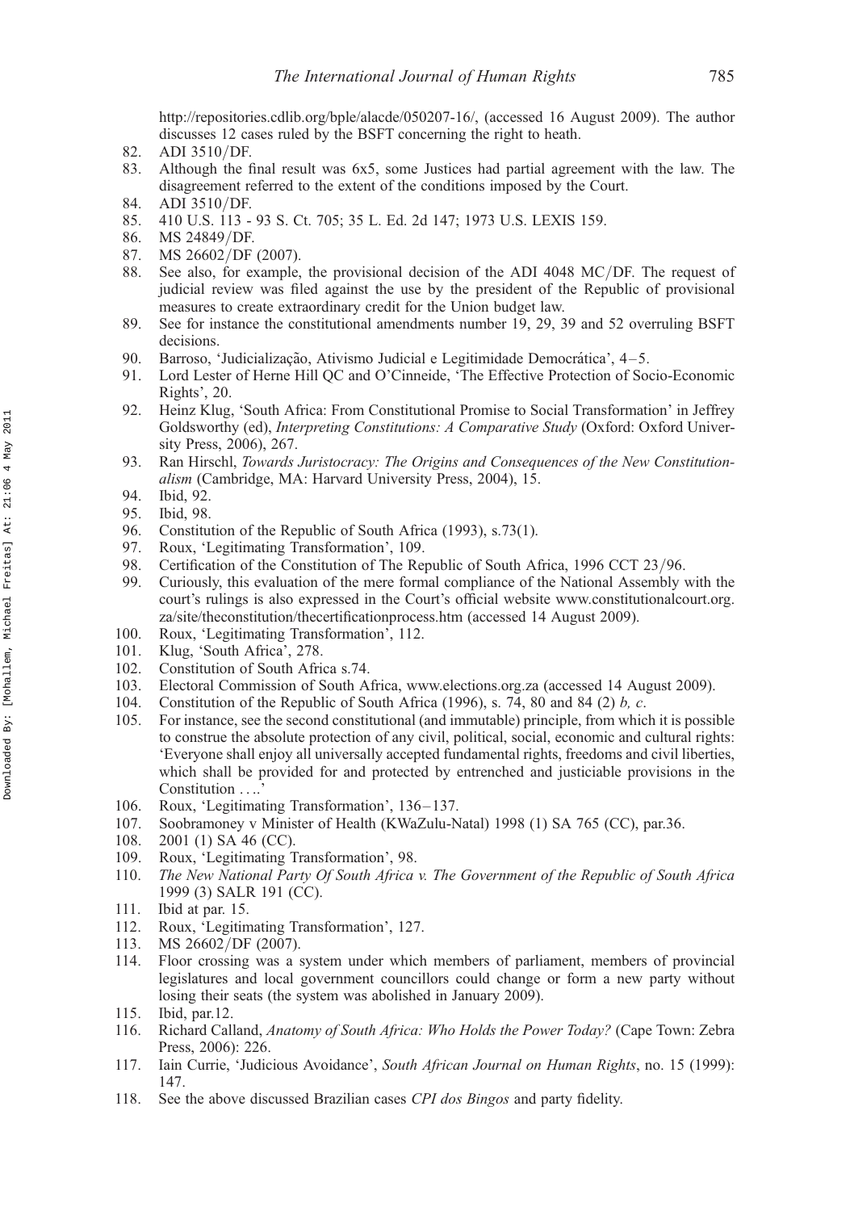http://repositories.cdlib.org/bple/alacde/050207-16/, (accessed 16 August 2009). The author discusses 12 cases ruled by the BSFT concerning the right to heath.

82. ADI 3510/DF.
83. Although the final result was 6x5, some Justices had partial agreement with the law. The disagreement referred to the extent of the conditions imposed by the Court.
84. ADI 3510/DF.
85. 410 U.S. 113 - 93 S. Ct. 705; 35 L. Ed. 2d 147; 1973 U.S. LEXIS 159.
86. MS 24849/DF.
87. MS 26602/DF (2007).
88. See also, for example, the provisional decision of the ADI 4048 MC/DF. The request of judicial review was filed against the use by the president of the Republic of provisional measures to create extraordinary credit for the Union budget law.
89. See for instance the constitutional amendments number 19, 29, 39 and 52 overruling BSFT decisions.
90. Barroso, 'Judicialização, Ativismo Judicial e Legitimidade Democrática', 4–5.
91. Lord Lester of Herne Hill QC and O'Cinneide, 'The Effective Protection of Socio-Economic Rights', 20.
92. Heinz Klug, 'South Africa: From Constitutional Promise to Social Transformation' in Jeffrey Goldsworthy (ed), *Interpreting Constitutions: A Comparative Study* (Oxford: Oxford University Press, 2006), 267.
93. Ran Hirschl, *Towards Juristocracy: The Origins and Consequences of the New Constitutionalism* (Cambridge, MA: Harvard University Press, 2004), 15.
94. Ibid, 92.
95. Ibid, 98.
96. Constitution of the Republic of South Africa (1993), s.73(1).
97. Roux, 'Legitimating Transformation', 109.
98. Certification of the Constitution of The Republic of South Africa, 1996 CCT 23/96.
99. Curiously, this evaluation of the mere formal compliance of the National Assembly with the court's rulings is also expressed in the Court's official website www.constitutionalcourt.org.za/site/theconstitution/thecertificationprocess.htm (accessed 14 August 2009).
100. Roux, 'Legitimating Transformation', 112.
101. Klug, 'South Africa', 278.
102. Constitution of South Africa s.74.
103. Electoral Commission of South Africa, www.elections.org.za (accessed 14 August 2009).
104. Constitution of the Republic of South Africa (1996), s. 74, 80 and 84 (2) *b, c*.
105. For instance, see the second constitutional (and immutable) principle, from which it is possible to construe the absolute protection of any civil, political, social, economic and cultural rights: 'Everyone shall enjoy all universally accepted fundamental rights, freedoms and civil liberties, which shall be provided for and protected by entrenched and justiciable provisions in the Constitution . . ..'
106. Roux, 'Legitimating Transformation', 136–137.
107. Soobramoney v Minister of Health (KWaZulu-Natal) 1998 (1) SA 765 (CC), par.36.
108. 2001 (1) SA 46 (CC).
109. Roux, 'Legitimating Transformation', 98.
110. *The New National Party Of South Africa v. The Government of the Republic of South Africa* 1999 (3) SALR 191 (CC).
111. Ibid at par. 15.
112. Roux, 'Legitimating Transformation', 127.
113. MS 26602/DF (2007).
114. Floor crossing was a system under which members of parliament, members of provincial legislatures and local government councillors could change or form a new party without losing their seats (the system was abolished in January 2009).
115. Ibid, par.12.
116. Richard Calland, *Anatomy of South Africa: Who Holds the Power Today?* (Cape Town: Zebra Press, 2006): 226.
117. Iain Currie, 'Judicious Avoidance', *South African Journal on Human Rights*, no. 15 (1999): 147.
118. See the above discussed Brazilian cases *CPI dos Bingos* and party fidelity.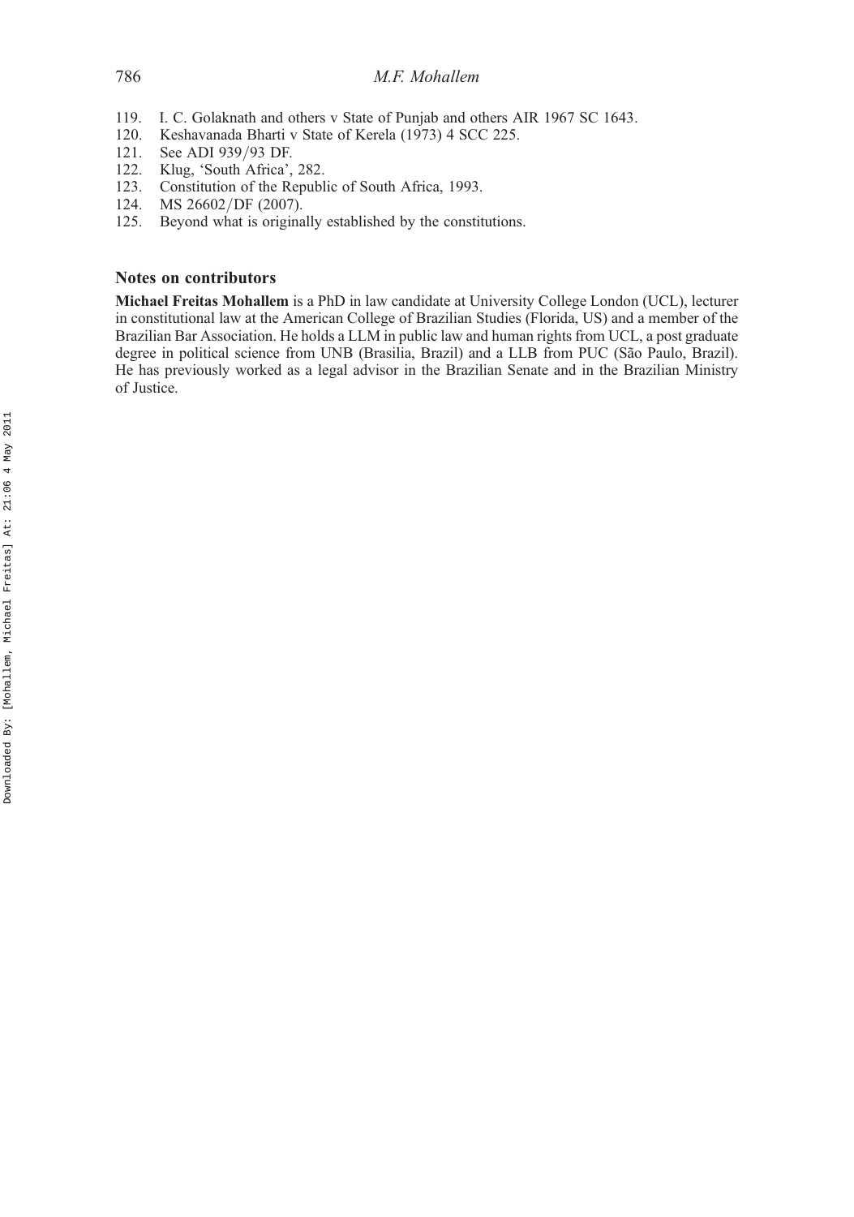119. I. C. Golaknath and others v State of Punjab and others AIR 1967 SC 1643.
120. Keshavanada Bharti v State of Kerela (1973) 4 SCC 225.
121. See ADI 939/93 DF.
122. Klug, 'South Africa', 282.
123. Constitution of the Republic of South Africa, 1993.
124. MS 26602/DF (2007).
125. Beyond what is originally established by the constitutions.

## Notes on contributors

**Michael Freitas Mohallem** is a PhD in law candidate at University College London (UCL), lecturer in constitutional law at the American College of Brazilian Studies (Florida, US) and a member of the Brazilian Bar Association. He holds a LLM in public law and human rights from UCL, a post graduate degree in political science from UNB (Brasilia, Brazil) and a LLB from PUC (São Paulo, Brazil). He has previously worked as a legal advisor in the Brazilian Senate and in the Brazilian Ministry of Justice.